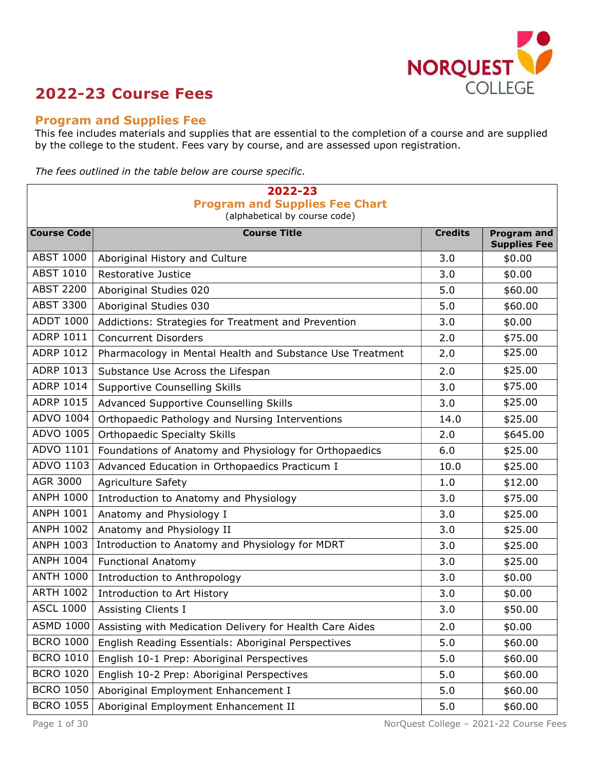# 2022-23 Course Fees

## Program and Supplies Fee

This fee includes materials and supplies that are essential to the completion of a course and are supplied by the college to the student. Fees vary by course, and are assessed upon registration.

*The fees outlined in the table below are course specific.*

**2022-23**
**Program and Supplies Fee Chart**
(alphabetical by course code)

| Course Code | Course Title | Credits | Program and Supplies Fee |
|---|---|---|---|
| ABST 1000 | Aboriginal History and Culture | 3.0 | $0.00 |
| ABST 1010 | Restorative Justice | 3.0 | $0.00 |
| ABST 2200 | Aboriginal Studies 020 | 5.0 | $60.00 |
| ABST 3300 | Aboriginal Studies 030 | 5.0 | $60.00 |
| ADDT 1000 | Addictions: Strategies for Treatment and Prevention | 3.0 | $0.00 |
| ADRP 1011 | Concurrent Disorders | 2.0 | $75.00 |
| ADRP 1012 | Pharmacology in Mental Health and Substance Use Treatment | 2.0 | $25.00 |
| ADRP 1013 | Substance Use Across the Lifespan | 2.0 | $25.00 |
| ADRP 1014 | Supportive Counselling Skills | 3.0 | $75.00 |
| ADRP 1015 | Advanced Supportive Counselling Skills | 3.0 | $25.00 |
| ADVO 1004 | Orthopaedic Pathology and Nursing Interventions | 14.0 | $25.00 |
| ADVO 1005 | Orthopaedic Specialty Skills | 2.0 | $645.00 |
| ADVO 1101 | Foundations of Anatomy and Physiology for Orthopaedics | 6.0 | $25.00 |
| ADVO 1103 | Advanced Education in Orthopaedics Practicum I | 10.0 | $25.00 |
| AGR 3000 | Agriculture Safety | 1.0 | $12.00 |
| ANPH 1000 | Introduction to Anatomy and Physiology | 3.0 | $75.00 |
| ANPH 1001 | Anatomy and Physiology I | 3.0 | $25.00 |
| ANPH 1002 | Anatomy and Physiology II | 3.0 | $25.00 |
| ANPH 1003 | Introduction to Anatomy and Physiology for MDRT | 3.0 | $25.00 |
| ANPH 1004 | Functional Anatomy | 3.0 | $25.00 |
| ANTH 1000 | Introduction to Anthropology | 3.0 | $0.00 |
| ARTH 1002 | Introduction to Art History | 3.0 | $0.00 |
| ASCL 1000 | Assisting Clients I | 3.0 | $50.00 |
| ASMD 1000 | Assisting with Medication Delivery for Health Care Aides | 2.0 | $0.00 |
| BCRO 1000 | English Reading Essentials: Aboriginal Perspectives | 5.0 | $60.00 |
| BCRO 1010 | English 10-1 Prep: Aboriginal Perspectives | 5.0 | $60.00 |
| BCRO 1020 | English 10-2 Prep: Aboriginal Perspectives | 5.0 | $60.00 |
| BCRO 1050 | Aboriginal Employment Enhancement I | 5.0 | $60.00 |
| BCRO 1055 | Aboriginal Employment Enhancement II | 5.0 | $60.00 |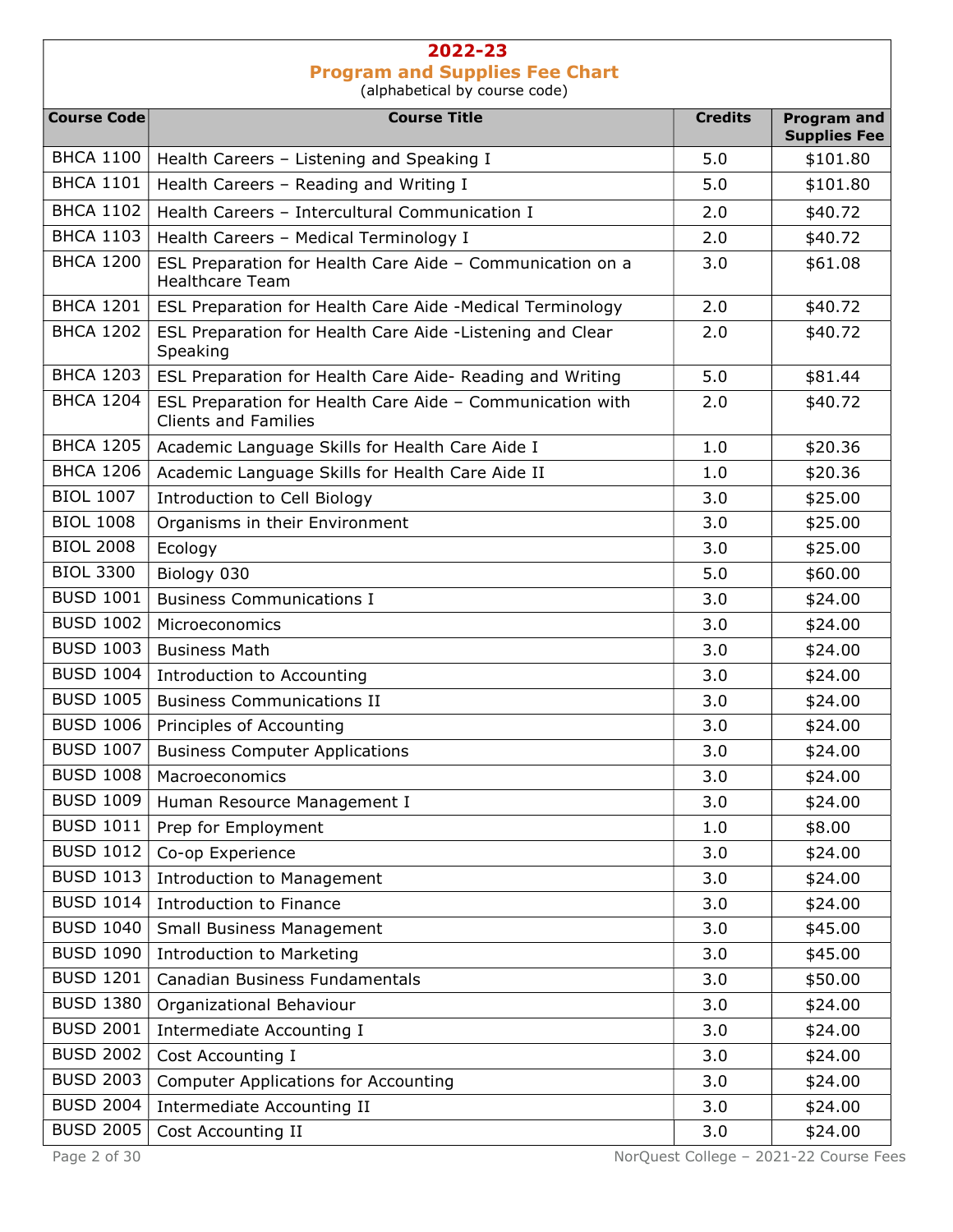# 2022-23

## Program and Supplies Fee Chart

(alphabetical by course code)

| Course Code | Course Title | Credits | Program and Supplies Fee |
|---|---|---|---|
| BHCA 1100 | Health Careers – Listening and Speaking I | 5.0 | $101.80 |
| BHCA 1101 | Health Careers – Reading and Writing I | 5.0 | $101.80 |
| BHCA 1102 | Health Careers – Intercultural Communication I | 2.0 | $40.72 |
| BHCA 1103 | Health Careers – Medical Terminology I | 2.0 | $40.72 |
| BHCA 1200 | ESL Preparation for Health Care Aide – Communication on a Healthcare Team | 3.0 | $61.08 |
| BHCA 1201 | ESL Preparation for Health Care Aide -Medical Terminology | 2.0 | $40.72 |
| BHCA 1202 | ESL Preparation for Health Care Aide -Listening and Clear Speaking | 2.0 | $40.72 |
| BHCA 1203 | ESL Preparation for Health Care Aide- Reading and Writing | 5.0 | $81.44 |
| BHCA 1204 | ESL Preparation for Health Care Aide – Communication with Clients and Families | 2.0 | $40.72 |
| BHCA 1205 | Academic Language Skills for Health Care Aide I | 1.0 | $20.36 |
| BHCA 1206 | Academic Language Skills for Health Care Aide II | 1.0 | $20.36 |
| BIOL 1007 | Introduction to Cell Biology | 3.0 | $25.00 |
| BIOL 1008 | Organisms in their Environment | 3.0 | $25.00 |
| BIOL 2008 | Ecology | 3.0 | $25.00 |
| BIOL 3300 | Biology 030 | 5.0 | $60.00 |
| BUSD 1001 | Business Communications I | 3.0 | $24.00 |
| BUSD 1002 | Microeconomics | 3.0 | $24.00 |
| BUSD 1003 | Business Math | 3.0 | $24.00 |
| BUSD 1004 | Introduction to Accounting | 3.0 | $24.00 |
| BUSD 1005 | Business Communications II | 3.0 | $24.00 |
| BUSD 1006 | Principles of Accounting | 3.0 | $24.00 |
| BUSD 1007 | Business Computer Applications | 3.0 | $24.00 |
| BUSD 1008 | Macroeconomics | 3.0 | $24.00 |
| BUSD 1009 | Human Resource Management I | 3.0 | $24.00 |
| BUSD 1011 | Prep for Employment | 1.0 | $8.00 |
| BUSD 1012 | Co-op Experience | 3.0 | $24.00 |
| BUSD 1013 | Introduction to Management | 3.0 | $24.00 |
| BUSD 1014 | Introduction to Finance | 3.0 | $24.00 |
| BUSD 1040 | Small Business Management | 3.0 | $45.00 |
| BUSD 1090 | Introduction to Marketing | 3.0 | $45.00 |
| BUSD 1201 | Canadian Business Fundamentals | 3.0 | $50.00 |
| BUSD 1380 | Organizational Behaviour | 3.0 | $24.00 |
| BUSD 2001 | Intermediate Accounting I | 3.0 | $24.00 |
| BUSD 2002 | Cost Accounting I | 3.0 | $24.00 |
| BUSD 2003 | Computer Applications for Accounting | 3.0 | $24.00 |
| BUSD 2004 | Intermediate Accounting II | 3.0 | $24.00 |
| BUSD 2005 | Cost Accounting II | 3.0 | $24.00 |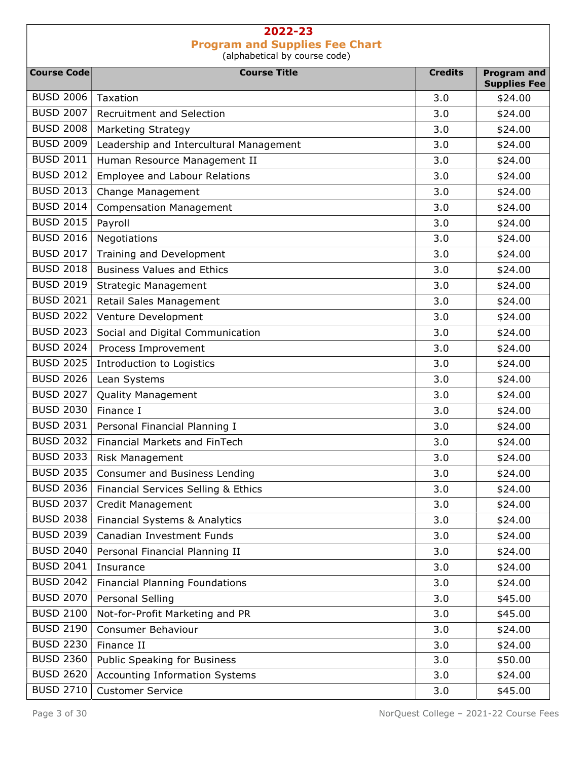# 2022-23

## Program and Supplies Fee Chart

(alphabetical by course code)

| Course Code | Course Title | Credits | Program and Supplies Fee |
|---|---|---|---|
| BUSD 2006 | Taxation | 3.0 | $24.00 |
| BUSD 2007 | Recruitment and Selection | 3.0 | $24.00 |
| BUSD 2008 | Marketing Strategy | 3.0 | $24.00 |
| BUSD 2009 | Leadership and Intercultural Management | 3.0 | $24.00 |
| BUSD 2011 | Human Resource Management II | 3.0 | $24.00 |
| BUSD 2012 | Employee and Labour Relations | 3.0 | $24.00 |
| BUSD 2013 | Change Management | 3.0 | $24.00 |
| BUSD 2014 | Compensation Management | 3.0 | $24.00 |
| BUSD 2015 | Payroll | 3.0 | $24.00 |
| BUSD 2016 | Negotiations | 3.0 | $24.00 |
| BUSD 2017 | Training and Development | 3.0 | $24.00 |
| BUSD 2018 | Business Values and Ethics | 3.0 | $24.00 |
| BUSD 2019 | Strategic Management | 3.0 | $24.00 |
| BUSD 2021 | Retail Sales Management | 3.0 | $24.00 |
| BUSD 2022 | Venture Development | 3.0 | $24.00 |
| BUSD 2023 | Social and Digital Communication | 3.0 | $24.00 |
| BUSD 2024 | Process Improvement | 3.0 | $24.00 |
| BUSD 2025 | Introduction to Logistics | 3.0 | $24.00 |
| BUSD 2026 | Lean Systems | 3.0 | $24.00 |
| BUSD 2027 | Quality Management | 3.0 | $24.00 |
| BUSD 2030 | Finance I | 3.0 | $24.00 |
| BUSD 2031 | Personal Financial Planning I | 3.0 | $24.00 |
| BUSD 2032 | Financial Markets and FinTech | 3.0 | $24.00 |
| BUSD 2033 | Risk Management | 3.0 | $24.00 |
| BUSD 2035 | Consumer and Business Lending | 3.0 | $24.00 |
| BUSD 2036 | Financial Services Selling & Ethics | 3.0 | $24.00 |
| BUSD 2037 | Credit Management | 3.0 | $24.00 |
| BUSD 2038 | Financial Systems & Analytics | 3.0 | $24.00 |
| BUSD 2039 | Canadian Investment Funds | 3.0 | $24.00 |
| BUSD 2040 | Personal Financial Planning II | 3.0 | $24.00 |
| BUSD 2041 | Insurance | 3.0 | $24.00 |
| BUSD 2042 | Financial Planning Foundations | 3.0 | $24.00 |
| BUSD 2070 | Personal Selling | 3.0 | $45.00 |
| BUSD 2100 | Not-for-Profit Marketing and PR | 3.0 | $45.00 |
| BUSD 2190 | Consumer Behaviour | 3.0 | $24.00 |
| BUSD 2230 | Finance II | 3.0 | $24.00 |
| BUSD 2360 | Public Speaking for Business | 3.0 | $50.00 |
| BUSD 2620 | Accounting Information Systems | 3.0 | $24.00 |
| BUSD 2710 | Customer Service | 3.0 | $45.00 |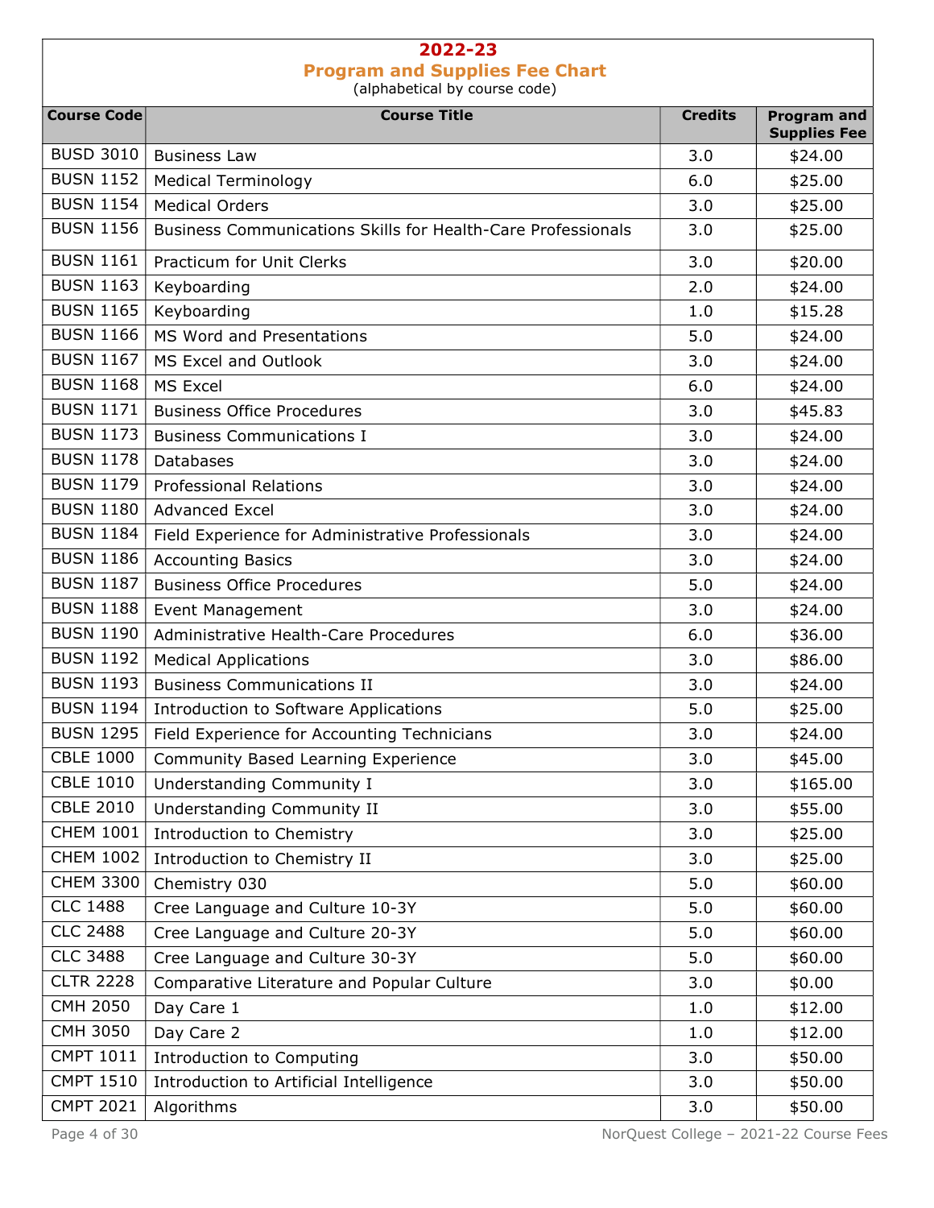# 2022-23

## Program and Supplies Fee Chart

(alphabetical by course code)

| Course Code | Course Title | Credits | Program and Supplies Fee |
|---|---|---|---|
| BUSD 3010 | Business Law | 3.0 | $24.00 |
| BUSN 1152 | Medical Terminology | 6.0 | $25.00 |
| BUSN 1154 | Medical Orders | 3.0 | $25.00 |
| BUSN 1156 | Business Communications Skills for Health-Care Professionals | 3.0 | $25.00 |
| BUSN 1161 | Practicum for Unit Clerks | 3.0 | $20.00 |
| BUSN 1163 | Keyboarding | 2.0 | $24.00 |
| BUSN 1165 | Keyboarding | 1.0 | $15.28 |
| BUSN 1166 | MS Word and Presentations | 5.0 | $24.00 |
| BUSN 1167 | MS Excel and Outlook | 3.0 | $24.00 |
| BUSN 1168 | MS Excel | 6.0 | $24.00 |
| BUSN 1171 | Business Office Procedures | 3.0 | $45.83 |
| BUSN 1173 | Business Communications I | 3.0 | $24.00 |
| BUSN 1178 | Databases | 3.0 | $24.00 |
| BUSN 1179 | Professional Relations | 3.0 | $24.00 |
| BUSN 1180 | Advanced Excel | 3.0 | $24.00 |
| BUSN 1184 | Field Experience for Administrative Professionals | 3.0 | $24.00 |
| BUSN 1186 | Accounting Basics | 3.0 | $24.00 |
| BUSN 1187 | Business Office Procedures | 5.0 | $24.00 |
| BUSN 1188 | Event Management | 3.0 | $24.00 |
| BUSN 1190 | Administrative Health-Care Procedures | 6.0 | $36.00 |
| BUSN 1192 | Medical Applications | 3.0 | $86.00 |
| BUSN 1193 | Business Communications II | 3.0 | $24.00 |
| BUSN 1194 | Introduction to Software Applications | 5.0 | $25.00 |
| BUSN 1295 | Field Experience for Accounting Technicians | 3.0 | $24.00 |
| CBLE 1000 | Community Based Learning Experience | 3.0 | $45.00 |
| CBLE 1010 | Understanding Community I | 3.0 | $165.00 |
| CBLE 2010 | Understanding Community II | 3.0 | $55.00 |
| CHEM 1001 | Introduction to Chemistry | 3.0 | $25.00 |
| CHEM 1002 | Introduction to Chemistry II | 3.0 | $25.00 |
| CHEM 3300 | Chemistry 030 | 5.0 | $60.00 |
| CLC 1488 | Cree Language and Culture 10-3Y | 5.0 | $60.00 |
| CLC 2488 | Cree Language and Culture 20-3Y | 5.0 | $60.00 |
| CLC 3488 | Cree Language and Culture 30-3Y | 5.0 | $60.00 |
| CLTR 2228 | Comparative Literature and Popular Culture | 3.0 | $0.00 |
| CMH 2050 | Day Care 1 | 1.0 | $12.00 |
| CMH 3050 | Day Care 2 | 1.0 | $12.00 |
| CMPT 1011 | Introduction to Computing | 3.0 | $50.00 |
| CMPT 1510 | Introduction to Artificial Intelligence | 3.0 | $50.00 |
| CMPT 2021 | Algorithms | 3.0 | $50.00 |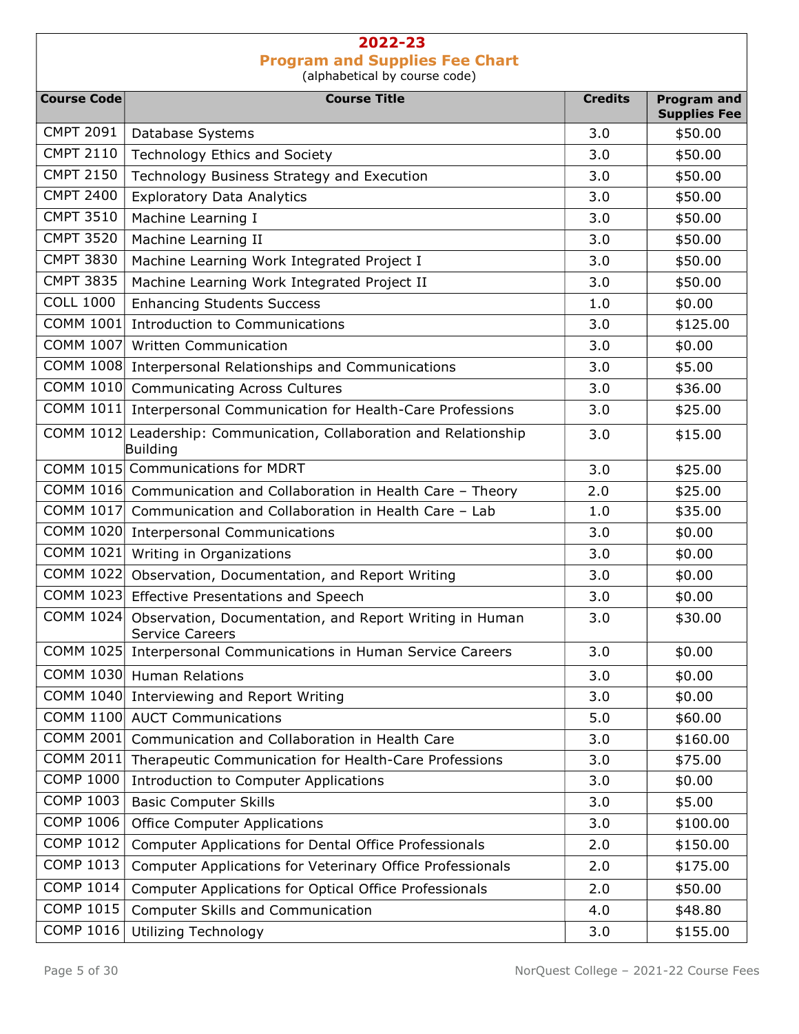# 2022-23

## Program and Supplies Fee Chart

(alphabetical by course code)

| Course Code | Course Title | Credits | Program and Supplies Fee |
|---|---|---|---|
| CMPT 2091 | Database Systems | 3.0 | $50.00 |
| CMPT 2110 | Technology Ethics and Society | 3.0 | $50.00 |
| CMPT 2150 | Technology Business Strategy and Execution | 3.0 | $50.00 |
| CMPT 2400 | Exploratory Data Analytics | 3.0 | $50.00 |
| CMPT 3510 | Machine Learning I | 3.0 | $50.00 |
| CMPT 3520 | Machine Learning II | 3.0 | $50.00 |
| CMPT 3830 | Machine Learning Work Integrated Project I | 3.0 | $50.00 |
| CMPT 3835 | Machine Learning Work Integrated Project II | 3.0 | $50.00 |
| COLL 1000 | Enhancing Students Success | 1.0 | $0.00 |
| COMM 1001 | Introduction to Communications | 3.0 | $125.00 |
| COMM 1007 | Written Communication | 3.0 | $0.00 |
| COMM 1008 | Interpersonal Relationships and Communications | 3.0 | $5.00 |
| COMM 1010 | Communicating Across Cultures | 3.0 | $36.00 |
| COMM 1011 | Interpersonal Communication for Health-Care Professions | 3.0 | $25.00 |
| COMM 1012 | Leadership: Communication, Collaboration and Relationship Building | 3.0 | $15.00 |
| COMM 1015 | Communications for MDRT | 3.0 | $25.00 |
| COMM 1016 | Communication and Collaboration in Health Care – Theory | 2.0 | $25.00 |
| COMM 1017 | Communication and Collaboration in Health Care – Lab | 1.0 | $35.00 |
| COMM 1020 | Interpersonal Communications | 3.0 | $0.00 |
| COMM 1021 | Writing in Organizations | 3.0 | $0.00 |
| COMM 1022 | Observation, Documentation, and Report Writing | 3.0 | $0.00 |
| COMM 1023 | Effective Presentations and Speech | 3.0 | $0.00 |
| COMM 1024 | Observation, Documentation, and Report Writing in Human Service Careers | 3.0 | $30.00 |
| COMM 1025 | Interpersonal Communications in Human Service Careers | 3.0 | $0.00 |
| COMM 1030 | Human Relations | 3.0 | $0.00 |
| COMM 1040 | Interviewing and Report Writing | 3.0 | $0.00 |
| COMM 1100 | AUCT Communications | 5.0 | $60.00 |
| COMM 2001 | Communication and Collaboration in Health Care | 3.0 | $160.00 |
| COMM 2011 | Therapeutic Communication for Health-Care Professions | 3.0 | $75.00 |
| COMP 1000 | Introduction to Computer Applications | 3.0 | $0.00 |
| COMP 1003 | Basic Computer Skills | 3.0 | $5.00 |
| COMP 1006 | Office Computer Applications | 3.0 | $100.00 |
| COMP 1012 | Computer Applications for Dental Office Professionals | 2.0 | $150.00 |
| COMP 1013 | Computer Applications for Veterinary Office Professionals | 2.0 | $175.00 |
| COMP 1014 | Computer Applications for Optical Office Professionals | 2.0 | $50.00 |
| COMP 1015 | Computer Skills and Communication | 4.0 | $48.80 |
| COMP 1016 | Utilizing Technology | 3.0 | $155.00 |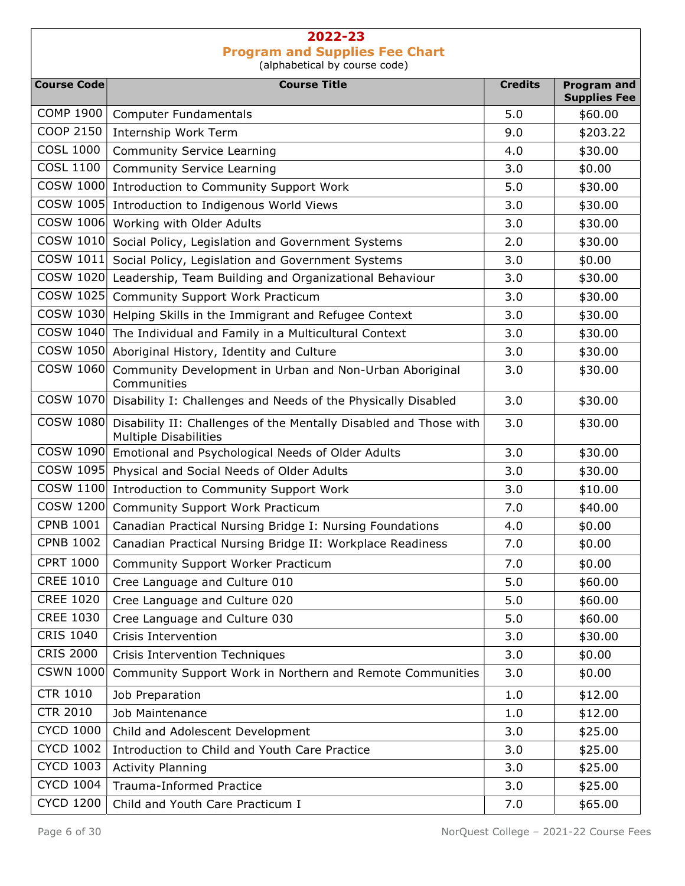# 2022-23

## Program and Supplies Fee Chart

(alphabetical by course code)

| Course Code | Course Title | Credits | Program and Supplies Fee |
|---|---|---|---|
| COMP 1900 | Computer Fundamentals | 5.0 | $60.00 |
| COOP 2150 | Internship Work Term | 9.0 | $203.22 |
| COSL 1000 | Community Service Learning | 4.0 | $30.00 |
| COSL 1100 | Community Service Learning | 3.0 | $0.00 |
| COSW 1000 | Introduction to Community Support Work | 5.0 | $30.00 |
| COSW 1005 | Introduction to Indigenous World Views | 3.0 | $30.00 |
| COSW 1006 | Working with Older Adults | 3.0 | $30.00 |
| COSW 1010 | Social Policy, Legislation and Government Systems | 2.0 | $30.00 |
| COSW 1011 | Social Policy, Legislation and Government Systems | 3.0 | $0.00 |
| COSW 1020 | Leadership, Team Building and Organizational Behaviour | 3.0 | $30.00 |
| COSW 1025 | Community Support Work Practicum | 3.0 | $30.00 |
| COSW 1030 | Helping Skills in the Immigrant and Refugee Context | 3.0 | $30.00 |
| COSW 1040 | The Individual and Family in a Multicultural Context | 3.0 | $30.00 |
| COSW 1050 | Aboriginal History, Identity and Culture | 3.0 | $30.00 |
| COSW 1060 | Community Development in Urban and Non-Urban Aboriginal Communities | 3.0 | $30.00 |
| COSW 1070 | Disability I: Challenges and Needs of the Physically Disabled | 3.0 | $30.00 |
| COSW 1080 | Disability II: Challenges of the Mentally Disabled and Those with Multiple Disabilities | 3.0 | $30.00 |
| COSW 1090 | Emotional and Psychological Needs of Older Adults | 3.0 | $30.00 |
| COSW 1095 | Physical and Social Needs of Older Adults | 3.0 | $30.00 |
| COSW 1100 | Introduction to Community Support Work | 3.0 | $10.00 |
| COSW 1200 | Community Support Work Practicum | 7.0 | $40.00 |
| CPNB 1001 | Canadian Practical Nursing Bridge I: Nursing Foundations | 4.0 | $0.00 |
| CPNB 1002 | Canadian Practical Nursing Bridge II: Workplace Readiness | 7.0 | $0.00 |
| CPRT 1000 | Community Support Worker Practicum | 7.0 | $0.00 |
| CREE 1010 | Cree Language and Culture 010 | 5.0 | $60.00 |
| CREE 1020 | Cree Language and Culture 020 | 5.0 | $60.00 |
| CREE 1030 | Cree Language and Culture 030 | 5.0 | $60.00 |
| CRIS 1040 | Crisis Intervention | 3.0 | $30.00 |
| CRIS 2000 | Crisis Intervention Techniques | 3.0 | $0.00 |
| CSWN 1000 | Community Support Work in Northern and Remote Communities | 3.0 | $0.00 |
| CTR 1010 | Job Preparation | 1.0 | $12.00 |
| CTR 2010 | Job Maintenance | 1.0 | $12.00 |
| CYCD 1000 | Child and Adolescent Development | 3.0 | $25.00 |
| CYCD 1002 | Introduction to Child and Youth Care Practice | 3.0 | $25.00 |
| CYCD 1003 | Activity Planning | 3.0 | $25.00 |
| CYCD 1004 | Trauma-Informed Practice | 3.0 | $25.00 |
| CYCD 1200 | Child and Youth Care Practicum I | 7.0 | $65.00 |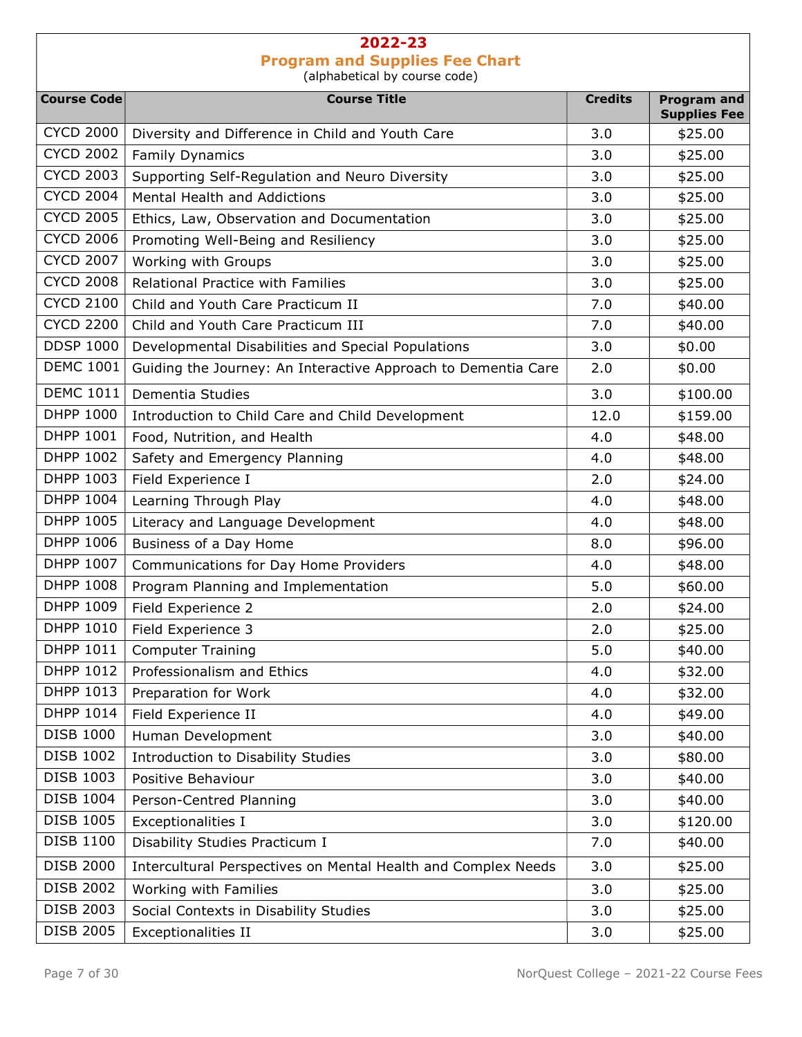## 2022-23
## Program and Supplies Fee Chart
(alphabetical by course code)

| Course Code | Course Title | Credits | Program and Supplies Fee |
|---|---|---|---|
| CYCD 2000 | Diversity and Difference in Child and Youth Care | 3.0 | $25.00 |
| CYCD 2002 | Family Dynamics | 3.0 | $25.00 |
| CYCD 2003 | Supporting Self-Regulation and Neuro Diversity | 3.0 | $25.00 |
| CYCD 2004 | Mental Health and Addictions | 3.0 | $25.00 |
| CYCD 2005 | Ethics, Law, Observation and Documentation | 3.0 | $25.00 |
| CYCD 2006 | Promoting Well-Being and Resiliency | 3.0 | $25.00 |
| CYCD 2007 | Working with Groups | 3.0 | $25.00 |
| CYCD 2008 | Relational Practice with Families | 3.0 | $25.00 |
| CYCD 2100 | Child and Youth Care Practicum II | 7.0 | $40.00 |
| CYCD 2200 | Child and Youth Care Practicum III | 7.0 | $40.00 |
| DDSP 1000 | Developmental Disabilities and Special Populations | 3.0 | $0.00 |
| DEMC 1001 | Guiding the Journey: An Interactive Approach to Dementia Care | 2.0 | $0.00 |
| DEMC 1011 | Dementia Studies | 3.0 | $100.00 |
| DHPP 1000 | Introduction to Child Care and Child Development | 12.0 | $159.00 |
| DHPP 1001 | Food, Nutrition, and Health | 4.0 | $48.00 |
| DHPP 1002 | Safety and Emergency Planning | 4.0 | $48.00 |
| DHPP 1003 | Field Experience I | 2.0 | $24.00 |
| DHPP 1004 | Learning Through Play | 4.0 | $48.00 |
| DHPP 1005 | Literacy and Language Development | 4.0 | $48.00 |
| DHPP 1006 | Business of a Day Home | 8.0 | $96.00 |
| DHPP 1007 | Communications for Day Home Providers | 4.0 | $48.00 |
| DHPP 1008 | Program Planning and Implementation | 5.0 | $60.00 |
| DHPP 1009 | Field Experience 2 | 2.0 | $24.00 |
| DHPP 1010 | Field Experience 3 | 2.0 | $25.00 |
| DHPP 1011 | Computer Training | 5.0 | $40.00 |
| DHPP 1012 | Professionalism and Ethics | 4.0 | $32.00 |
| DHPP 1013 | Preparation for Work | 4.0 | $32.00 |
| DHPP 1014 | Field Experience II | 4.0 | $49.00 |
| DISB 1000 | Human Development | 3.0 | $40.00 |
| DISB 1002 | Introduction to Disability Studies | 3.0 | $80.00 |
| DISB 1003 | Positive Behaviour | 3.0 | $40.00 |
| DISB 1004 | Person-Centred Planning | 3.0 | $40.00 |
| DISB 1005 | Exceptionalities I | 3.0 | $120.00 |
| DISB 1100 | Disability Studies Practicum I | 7.0 | $40.00 |
| DISB 2000 | Intercultural Perspectives on Mental Health and Complex Needs | 3.0 | $25.00 |
| DISB 2002 | Working with Families | 3.0 | $25.00 |
| DISB 2003 | Social Contexts in Disability Studies | 3.0 | $25.00 |
| DISB 2005 | Exceptionalities II | 3.0 | $25.00 |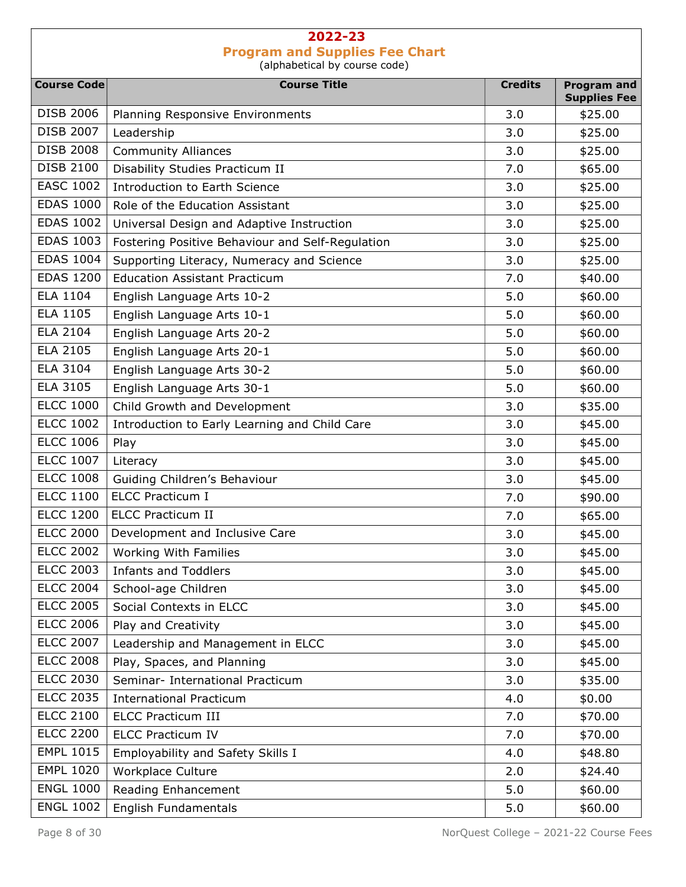## 2022-23
## Program and Supplies Fee Chart
(alphabetical by course code)

| Course Code | Course Title | Credits | Program and Supplies Fee |
|---|---|---|---|
| DISB 2006 | Planning Responsive Environments | 3.0 | $25.00 |
| DISB 2007 | Leadership | 3.0 | $25.00 |
| DISB 2008 | Community Alliances | 3.0 | $25.00 |
| DISB 2100 | Disability Studies Practicum II | 7.0 | $65.00 |
| EASC 1002 | Introduction to Earth Science | 3.0 | $25.00 |
| EDAS 1000 | Role of the Education Assistant | 3.0 | $25.00 |
| EDAS 1002 | Universal Design and Adaptive Instruction | 3.0 | $25.00 |
| EDAS 1003 | Fostering Positive Behaviour and Self-Regulation | 3.0 | $25.00 |
| EDAS 1004 | Supporting Literacy, Numeracy and Science | 3.0 | $25.00 |
| EDAS 1200 | Education Assistant Practicum | 7.0 | $40.00 |
| ELA 1104 | English Language Arts 10-2 | 5.0 | $60.00 |
| ELA 1105 | English Language Arts 10-1 | 5.0 | $60.00 |
| ELA 2104 | English Language Arts 20-2 | 5.0 | $60.00 |
| ELA 2105 | English Language Arts 20-1 | 5.0 | $60.00 |
| ELA 3104 | English Language Arts 30-2 | 5.0 | $60.00 |
| ELA 3105 | English Language Arts 30-1 | 5.0 | $60.00 |
| ELCC 1000 | Child Growth and Development | 3.0 | $35.00 |
| ELCC 1002 | Introduction to Early Learning and Child Care | 3.0 | $45.00 |
| ELCC 1006 | Play | 3.0 | $45.00 |
| ELCC 1007 | Literacy | 3.0 | $45.00 |
| ELCC 1008 | Guiding Children's Behaviour | 3.0 | $45.00 |
| ELCC 1100 | ELCC Practicum I | 7.0 | $90.00 |
| ELCC 1200 | ELCC Practicum II | 7.0 | $65.00 |
| ELCC 2000 | Development and Inclusive Care | 3.0 | $45.00 |
| ELCC 2002 | Working With Families | 3.0 | $45.00 |
| ELCC 2003 | Infants and Toddlers | 3.0 | $45.00 |
| ELCC 2004 | School-age Children | 3.0 | $45.00 |
| ELCC 2005 | Social Contexts in ELCC | 3.0 | $45.00 |
| ELCC 2006 | Play and Creativity | 3.0 | $45.00 |
| ELCC 2007 | Leadership and Management in ELCC | 3.0 | $45.00 |
| ELCC 2008 | Play, Spaces, and Planning | 3.0 | $45.00 |
| ELCC 2030 | Seminar- International Practicum | 3.0 | $35.00 |
| ELCC 2035 | International Practicum | 4.0 | $0.00 |
| ELCC 2100 | ELCC Practicum III | 7.0 | $70.00 |
| ELCC 2200 | ELCC Practicum IV | 7.0 | $70.00 |
| EMPL 1015 | Employability and Safety Skills I | 4.0 | $48.80 |
| EMPL 1020 | Workplace Culture | 2.0 | $24.40 |
| ENGL 1000 | Reading Enhancement | 5.0 | $60.00 |
| ENGL 1002 | English Fundamentals | 5.0 | $60.00 |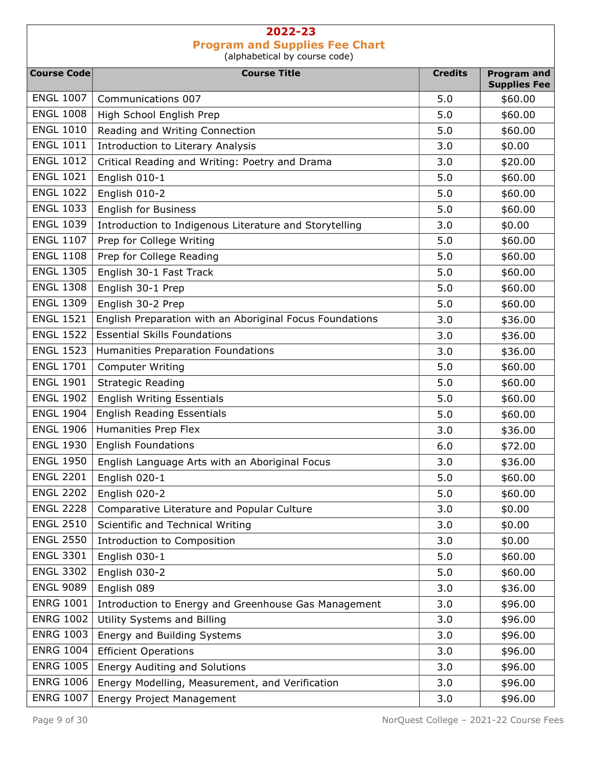## 2022-23

## Program and Supplies Fee Chart

(alphabetical by course code)

| Course Code | Course Title | Credits | Program and Supplies Fee |
|---|---|---|---|
| ENGL 1007 | Communications 007 | 5.0 | $60.00 |
| ENGL 1008 | High School English Prep | 5.0 | $60.00 |
| ENGL 1010 | Reading and Writing Connection | 5.0 | $60.00 |
| ENGL 1011 | Introduction to Literary Analysis | 3.0 | $0.00 |
| ENGL 1012 | Critical Reading and Writing: Poetry and Drama | 3.0 | $20.00 |
| ENGL 1021 | English 010-1 | 5.0 | $60.00 |
| ENGL 1022 | English 010-2 | 5.0 | $60.00 |
| ENGL 1033 | English for Business | 5.0 | $60.00 |
| ENGL 1039 | Introduction to Indigenous Literature and Storytelling | 3.0 | $0.00 |
| ENGL 1107 | Prep for College Writing | 5.0 | $60.00 |
| ENGL 1108 | Prep for College Reading | 5.0 | $60.00 |
| ENGL 1305 | English 30-1 Fast Track | 5.0 | $60.00 |
| ENGL 1308 | English 30-1 Prep | 5.0 | $60.00 |
| ENGL 1309 | English 30-2 Prep | 5.0 | $60.00 |
| ENGL 1521 | English Preparation with an Aboriginal Focus Foundations | 3.0 | $36.00 |
| ENGL 1522 | Essential Skills Foundations | 3.0 | $36.00 |
| ENGL 1523 | Humanities Preparation Foundations | 3.0 | $36.00 |
| ENGL 1701 | Computer Writing | 5.0 | $60.00 |
| ENGL 1901 | Strategic Reading | 5.0 | $60.00 |
| ENGL 1902 | English Writing Essentials | 5.0 | $60.00 |
| ENGL 1904 | English Reading Essentials | 5.0 | $60.00 |
| ENGL 1906 | Humanities Prep Flex | 3.0 | $36.00 |
| ENGL 1930 | English Foundations | 6.0 | $72.00 |
| ENGL 1950 | English Language Arts with an Aboriginal Focus | 3.0 | $36.00 |
| ENGL 2201 | English 020-1 | 5.0 | $60.00 |
| ENGL 2202 | English 020-2 | 5.0 | $60.00 |
| ENGL 2228 | Comparative Literature and Popular Culture | 3.0 | $0.00 |
| ENGL 2510 | Scientific and Technical Writing | 3.0 | $0.00 |
| ENGL 2550 | Introduction to Composition | 3.0 | $0.00 |
| ENGL 3301 | English 030-1 | 5.0 | $60.00 |
| ENGL 3302 | English 030-2 | 5.0 | $60.00 |
| ENGL 9089 | English 089 | 3.0 | $36.00 |
| ENRG 1001 | Introduction to Energy and Greenhouse Gas Management | 3.0 | $96.00 |
| ENRG 1002 | Utility Systems and Billing | 3.0 | $96.00 |
| ENRG 1003 | Energy and Building Systems | 3.0 | $96.00 |
| ENRG 1004 | Efficient Operations | 3.0 | $96.00 |
| ENRG 1005 | Energy Auditing and Solutions | 3.0 | $96.00 |
| ENRG 1006 | Energy Modelling, Measurement, and Verification | 3.0 | $96.00 |
| ENRG 1007 | Energy Project Management | 3.0 | $96.00 |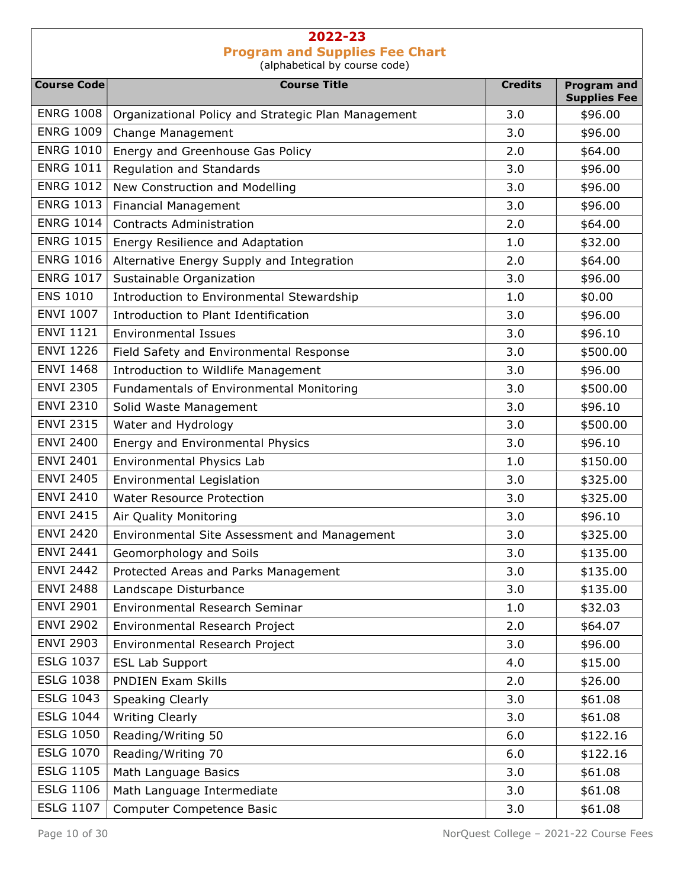# 2022-23
## Program and Supplies Fee Chart
(alphabetical by course code)

| Course Code | Course Title | Credits | Program and Supplies Fee |
|---|---|---|---|
| ENRG 1008 | Organizational Policy and Strategic Plan Management | 3.0 | $96.00 |
| ENRG 1009 | Change Management | 3.0 | $96.00 |
| ENRG 1010 | Energy and Greenhouse Gas Policy | 2.0 | $64.00 |
| ENRG 1011 | Regulation and Standards | 3.0 | $96.00 |
| ENRG 1012 | New Construction and Modelling | 3.0 | $96.00 |
| ENRG 1013 | Financial Management | 3.0 | $96.00 |
| ENRG 1014 | Contracts Administration | 2.0 | $64.00 |
| ENRG 1015 | Energy Resilience and Adaptation | 1.0 | $32.00 |
| ENRG 1016 | Alternative Energy Supply and Integration | 2.0 | $64.00 |
| ENRG 1017 | Sustainable Organization | 3.0 | $96.00 |
| ENS 1010 | Introduction to Environmental Stewardship | 1.0 | $0.00 |
| ENVI 1007 | Introduction to Plant Identification | 3.0 | $96.00 |
| ENVI 1121 | Environmental Issues | 3.0 | $96.10 |
| ENVI 1226 | Field Safety and Environmental Response | 3.0 | $500.00 |
| ENVI 1468 | Introduction to Wildlife Management | 3.0 | $96.00 |
| ENVI 2305 | Fundamentals of Environmental Monitoring | 3.0 | $500.00 |
| ENVI 2310 | Solid Waste Management | 3.0 | $96.10 |
| ENVI 2315 | Water and Hydrology | 3.0 | $500.00 |
| ENVI 2400 | Energy and Environmental Physics | 3.0 | $96.10 |
| ENVI 2401 | Environmental Physics Lab | 1.0 | $150.00 |
| ENVI 2405 | Environmental Legislation | 3.0 | $325.00 |
| ENVI 2410 | Water Resource Protection | 3.0 | $325.00 |
| ENVI 2415 | Air Quality Monitoring | 3.0 | $96.10 |
| ENVI 2420 | Environmental Site Assessment and Management | 3.0 | $325.00 |
| ENVI 2441 | Geomorphology and Soils | 3.0 | $135.00 |
| ENVI 2442 | Protected Areas and Parks Management | 3.0 | $135.00 |
| ENVI 2488 | Landscape Disturbance | 3.0 | $135.00 |
| ENVI 2901 | Environmental Research Seminar | 1.0 | $32.03 |
| ENVI 2902 | Environmental Research Project | 2.0 | $64.07 |
| ENVI 2903 | Environmental Research Project | 3.0 | $96.00 |
| ESLG 1037 | ESL Lab Support | 4.0 | $15.00 |
| ESLG 1038 | PNDIEN Exam Skills | 2.0 | $26.00 |
| ESLG 1043 | Speaking Clearly | 3.0 | $61.08 |
| ESLG 1044 | Writing Clearly | 3.0 | $61.08 |
| ESLG 1050 | Reading/Writing 50 | 6.0 | $122.16 |
| ESLG 1070 | Reading/Writing 70 | 6.0 | $122.16 |
| ESLG 1105 | Math Language Basics | 3.0 | $61.08 |
| ESLG 1106 | Math Language Intermediate | 3.0 | $61.08 |
| ESLG 1107 | Computer Competence Basic | 3.0 | $61.08 |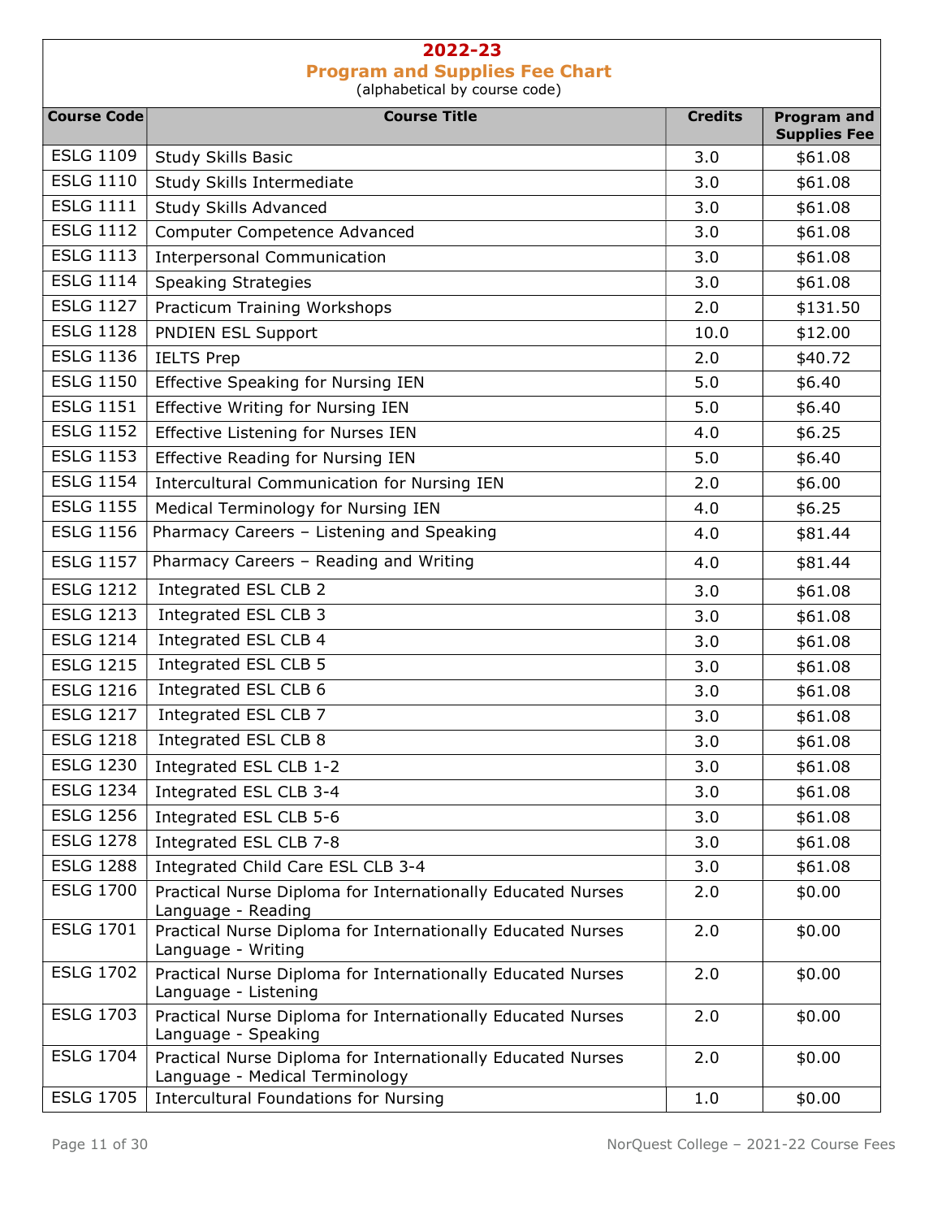# 2022-23

## Program and Supplies Fee Chart

(alphabetical by course code)

| Course Code | Course Title | Credits | Program and Supplies Fee |
|---|---|---|---|
| ESLG 1109 | Study Skills Basic | 3.0 | $61.08 |
| ESLG 1110 | Study Skills Intermediate | 3.0 | $61.08 |
| ESLG 1111 | Study Skills Advanced | 3.0 | $61.08 |
| ESLG 1112 | Computer Competence Advanced | 3.0 | $61.08 |
| ESLG 1113 | Interpersonal Communication | 3.0 | $61.08 |
| ESLG 1114 | Speaking Strategies | 3.0 | $61.08 |
| ESLG 1127 | Practicum Training Workshops | 2.0 | $131.50 |
| ESLG 1128 | PNDIEN ESL Support | 10.0 | $12.00 |
| ESLG 1136 | IELTS Prep | 2.0 | $40.72 |
| ESLG 1150 | Effective Speaking for Nursing IEN | 5.0 | $6.40 |
| ESLG 1151 | Effective Writing for Nursing IEN | 5.0 | $6.40 |
| ESLG 1152 | Effective Listening for Nurses IEN | 4.0 | $6.25 |
| ESLG 1153 | Effective Reading for Nursing IEN | 5.0 | $6.40 |
| ESLG 1154 | Intercultural Communication for Nursing IEN | 2.0 | $6.00 |
| ESLG 1155 | Medical Terminology for Nursing IEN | 4.0 | $6.25 |
| ESLG 1156 | Pharmacy Careers – Listening and Speaking | 4.0 | $81.44 |
| ESLG 1157 | Pharmacy Careers – Reading and Writing | 4.0 | $81.44 |
| ESLG 1212 | Integrated ESL CLB 2 | 3.0 | $61.08 |
| ESLG 1213 | Integrated ESL CLB 3 | 3.0 | $61.08 |
| ESLG 1214 | Integrated ESL CLB 4 | 3.0 | $61.08 |
| ESLG 1215 | Integrated ESL CLB 5 | 3.0 | $61.08 |
| ESLG 1216 | Integrated ESL CLB 6 | 3.0 | $61.08 |
| ESLG 1217 | Integrated ESL CLB 7 | 3.0 | $61.08 |
| ESLG 1218 | Integrated ESL CLB 8 | 3.0 | $61.08 |
| ESLG 1230 | Integrated ESL CLB 1-2 | 3.0 | $61.08 |
| ESLG 1234 | Integrated ESL CLB 3-4 | 3.0 | $61.08 |
| ESLG 1256 | Integrated ESL CLB 5-6 | 3.0 | $61.08 |
| ESLG 1278 | Integrated ESL CLB 7-8 | 3.0 | $61.08 |
| ESLG 1288 | Integrated Child Care ESL CLB 3-4 | 3.0 | $61.08 |
| ESLG 1700 | Practical Nurse Diploma for Internationally Educated Nurses Language - Reading | 2.0 | $0.00 |
| ESLG 1701 | Practical Nurse Diploma for Internationally Educated Nurses Language - Writing | 2.0 | $0.00 |
| ESLG 1702 | Practical Nurse Diploma for Internationally Educated Nurses Language - Listening | 2.0 | $0.00 |
| ESLG 1703 | Practical Nurse Diploma for Internationally Educated Nurses Language - Speaking | 2.0 | $0.00 |
| ESLG 1704 | Practical Nurse Diploma for Internationally Educated Nurses Language - Medical Terminology | 2.0 | $0.00 |
| ESLG 1705 | Intercultural Foundations for Nursing | 1.0 | $0.00 |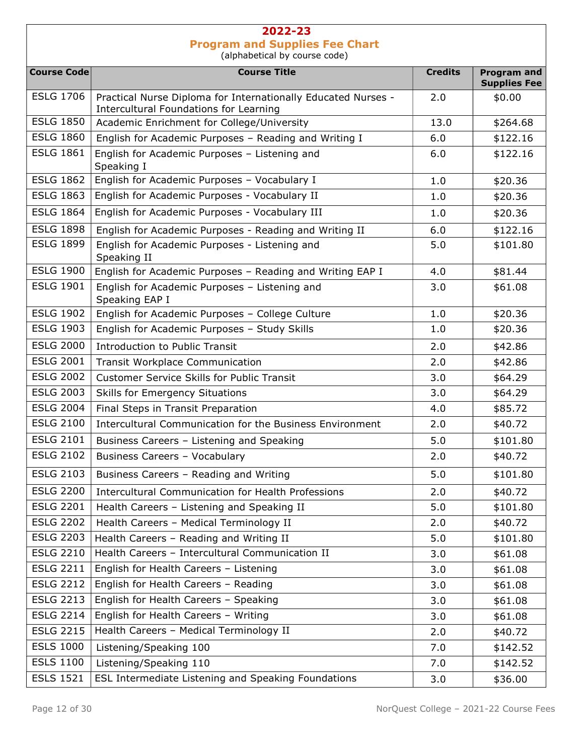# 2022-23

## Program and Supplies Fee Chart

(alphabetical by course code)

| Course Code | Course Title | Credits | Program and Supplies Fee |
|---|---|---|---|
| ESLG 1706 | Practical Nurse Diploma for Internationally Educated Nurses - Intercultural Foundations for Learning | 2.0 | $0.00 |
| ESLG 1850 | Academic Enrichment for College/University | 13.0 | $264.68 |
| ESLG 1860 | English for Academic Purposes – Reading and Writing I | 6.0 | $122.16 |
| ESLG 1861 | English for Academic Purposes – Listening and Speaking I | 6.0 | $122.16 |
| ESLG 1862 | English for Academic Purposes – Vocabulary I | 1.0 | $20.36 |
| ESLG 1863 | English for Academic Purposes - Vocabulary II | 1.0 | $20.36 |
| ESLG 1864 | English for Academic Purposes - Vocabulary III | 1.0 | $20.36 |
| ESLG 1898 | English for Academic Purposes - Reading and Writing II | 6.0 | $122.16 |
| ESLG 1899 | English for Academic Purposes - Listening and Speaking II | 5.0 | $101.80 |
| ESLG 1900 | English for Academic Purposes – Reading and Writing EAP I | 4.0 | $81.44 |
| ESLG 1901 | English for Academic Purposes – Listening and Speaking EAP I | 3.0 | $61.08 |
| ESLG 1902 | English for Academic Purposes – College Culture | 1.0 | $20.36 |
| ESLG 1903 | English for Academic Purposes – Study Skills | 1.0 | $20.36 |
| ESLG 2000 | Introduction to Public Transit | 2.0 | $42.86 |
| ESLG 2001 | Transit Workplace Communication | 2.0 | $42.86 |
| ESLG 2002 | Customer Service Skills for Public Transit | 3.0 | $64.29 |
| ESLG 2003 | Skills for Emergency Situations | 3.0 | $64.29 |
| ESLG 2004 | Final Steps in Transit Preparation | 4.0 | $85.72 |
| ESLG 2100 | Intercultural Communication for the Business Environment | 2.0 | $40.72 |
| ESLG 2101 | Business Careers – Listening and Speaking | 5.0 | $101.80 |
| ESLG 2102 | Business Careers – Vocabulary | 2.0 | $40.72 |
| ESLG 2103 | Business Careers – Reading and Writing | 5.0 | $101.80 |
| ESLG 2200 | Intercultural Communication for Health Professions | 2.0 | $40.72 |
| ESLG 2201 | Health Careers – Listening and Speaking II | 5.0 | $101.80 |
| ESLG 2202 | Health Careers – Medical Terminology II | 2.0 | $40.72 |
| ESLG 2203 | Health Careers – Reading and Writing II | 5.0 | $101.80 |
| ESLG 2210 | Health Careers – Intercultural Communication II | 3.0 | $61.08 |
| ESLG 2211 | English for Health Careers – Listening | 3.0 | $61.08 |
| ESLG 2212 | English for Health Careers – Reading | 3.0 | $61.08 |
| ESLG 2213 | English for Health Careers – Speaking | 3.0 | $61.08 |
| ESLG 2214 | English for Health Careers – Writing | 3.0 | $61.08 |
| ESLG 2215 | Health Careers – Medical Terminology II | 2.0 | $40.72 |
| ESLS 1000 | Listening/Speaking 100 | 7.0 | $142.52 |
| ESLS 1100 | Listening/Speaking 110 | 7.0 | $142.52 |
| ESLS 1521 | ESL Intermediate Listening and Speaking Foundations | 3.0 | $36.00 |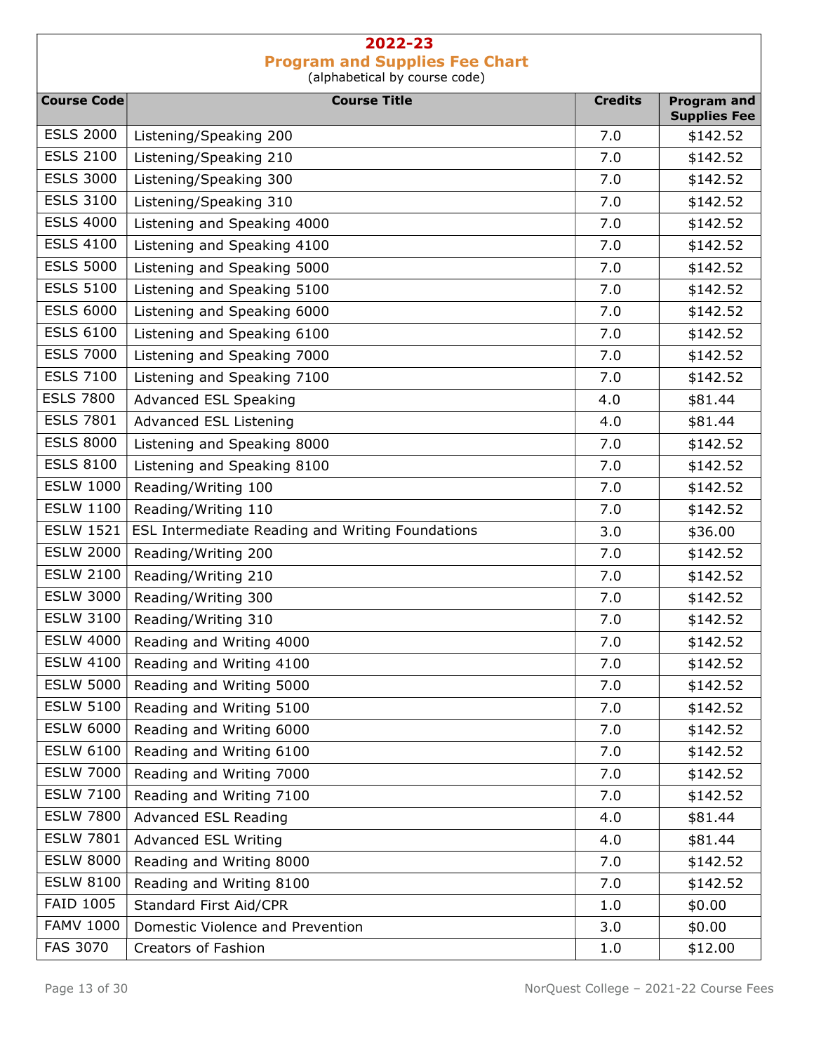## 2022-23

### Program and Supplies Fee Chart

(alphabetical by course code)

| Course Code | Course Title | Credits | Program and Supplies Fee |
|---|---|---|---|
| ESLS 2000 | Listening/Speaking 200 | 7.0 | $142.52 |
| ESLS 2100 | Listening/Speaking 210 | 7.0 | $142.52 |
| ESLS 3000 | Listening/Speaking 300 | 7.0 | $142.52 |
| ESLS 3100 | Listening/Speaking 310 | 7.0 | $142.52 |
| ESLS 4000 | Listening and Speaking 4000 | 7.0 | $142.52 |
| ESLS 4100 | Listening and Speaking 4100 | 7.0 | $142.52 |
| ESLS 5000 | Listening and Speaking 5000 | 7.0 | $142.52 |
| ESLS 5100 | Listening and Speaking 5100 | 7.0 | $142.52 |
| ESLS 6000 | Listening and Speaking 6000 | 7.0 | $142.52 |
| ESLS 6100 | Listening and Speaking 6100 | 7.0 | $142.52 |
| ESLS 7000 | Listening and Speaking 7000 | 7.0 | $142.52 |
| ESLS 7100 | Listening and Speaking 7100 | 7.0 | $142.52 |
| ESLS 7800 | Advanced ESL Speaking | 4.0 | $81.44 |
| ESLS 7801 | Advanced ESL Listening | 4.0 | $81.44 |
| ESLS 8000 | Listening and Speaking 8000 | 7.0 | $142.52 |
| ESLS 8100 | Listening and Speaking 8100 | 7.0 | $142.52 |
| ESLW 1000 | Reading/Writing 100 | 7.0 | $142.52 |
| ESLW 1100 | Reading/Writing 110 | 7.0 | $142.52 |
| ESLW 1521 | ESL Intermediate Reading and Writing Foundations | 3.0 | $36.00 |
| ESLW 2000 | Reading/Writing 200 | 7.0 | $142.52 |
| ESLW 2100 | Reading/Writing 210 | 7.0 | $142.52 |
| ESLW 3000 | Reading/Writing 300 | 7.0 | $142.52 |
| ESLW 3100 | Reading/Writing 310 | 7.0 | $142.52 |
| ESLW 4000 | Reading and Writing 4000 | 7.0 | $142.52 |
| ESLW 4100 | Reading and Writing 4100 | 7.0 | $142.52 |
| ESLW 5000 | Reading and Writing 5000 | 7.0 | $142.52 |
| ESLW 5100 | Reading and Writing 5100 | 7.0 | $142.52 |
| ESLW 6000 | Reading and Writing 6000 | 7.0 | $142.52 |
| ESLW 6100 | Reading and Writing 6100 | 7.0 | $142.52 |
| ESLW 7000 | Reading and Writing 7000 | 7.0 | $142.52 |
| ESLW 7100 | Reading and Writing 7100 | 7.0 | $142.52 |
| ESLW 7800 | Advanced ESL Reading | 4.0 | $81.44 |
| ESLW 7801 | Advanced ESL Writing | 4.0 | $81.44 |
| ESLW 8000 | Reading and Writing 8000 | 7.0 | $142.52 |
| ESLW 8100 | Reading and Writing 8100 | 7.0 | $142.52 |
| FAID 1005 | Standard First Aid/CPR | 1.0 | $0.00 |
| FAMV 1000 | Domestic Violence and Prevention | 3.0 | $0.00 |
| FAS 3070 | Creators of Fashion | 1.0 | $12.00 |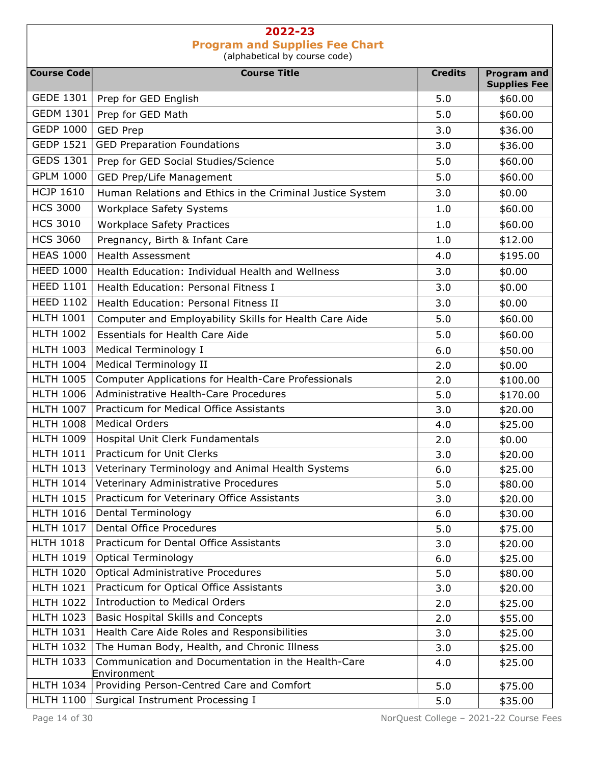## 2022-23

### Program and Supplies Fee Chart

(alphabetical by course code)

| Course Code | Course Title | Credits | Program and Supplies Fee |
|---|---|---|---|
| GEDE 1301 | Prep for GED English | 5.0 | $60.00 |
| GEDM 1301 | Prep for GED Math | 5.0 | $60.00 |
| GEDP 1000 | GED Prep | 3.0 | $36.00 |
| GEDP 1521 | GED Preparation Foundations | 3.0 | $36.00 |
| GEDS 1301 | Prep for GED Social Studies/Science | 5.0 | $60.00 |
| GPLM 1000 | GED Prep/Life Management | 5.0 | $60.00 |
| HCJP 1610 | Human Relations and Ethics in the Criminal Justice System | 3.0 | $0.00 |
| HCS 3000 | Workplace Safety Systems | 1.0 | $60.00 |
| HCS 3010 | Workplace Safety Practices | 1.0 | $60.00 |
| HCS 3060 | Pregnancy, Birth & Infant Care | 1.0 | $12.00 |
| HEAS 1000 | Health Assessment | 4.0 | $195.00 |
| HEED 1000 | Health Education: Individual Health and Wellness | 3.0 | $0.00 |
| HEED 1101 | Health Education: Personal Fitness I | 3.0 | $0.00 |
| HEED 1102 | Health Education: Personal Fitness II | 3.0 | $0.00 |
| HLTH 1001 | Computer and Employability Skills for Health Care Aide | 5.0 | $60.00 |
| HLTH 1002 | Essentials for Health Care Aide | 5.0 | $60.00 |
| HLTH 1003 | Medical Terminology I | 6.0 | $50.00 |
| HLTH 1004 | Medical Terminology II | 2.0 | $0.00 |
| HLTH 1005 | Computer Applications for Health-Care Professionals | 2.0 | $100.00 |
| HLTH 1006 | Administrative Health-Care Procedures | 5.0 | $170.00 |
| HLTH 1007 | Practicum for Medical Office Assistants | 3.0 | $20.00 |
| HLTH 1008 | Medical Orders | 4.0 | $25.00 |
| HLTH 1009 | Hospital Unit Clerk Fundamentals | 2.0 | $0.00 |
| HLTH 1011 | Practicum for Unit Clerks | 3.0 | $20.00 |
| HLTH 1013 | Veterinary Terminology and Animal Health Systems | 6.0 | $25.00 |
| HLTH 1014 | Veterinary Administrative Procedures | 5.0 | $80.00 |
| HLTH 1015 | Practicum for Veterinary Office Assistants | 3.0 | $20.00 |
| HLTH 1016 | Dental Terminology | 6.0 | $30.00 |
| HLTH 1017 | Dental Office Procedures | 5.0 | $75.00 |
| HLTH 1018 | Practicum for Dental Office Assistants | 3.0 | $20.00 |
| HLTH 1019 | Optical Terminology | 6.0 | $25.00 |
| HLTH 1020 | Optical Administrative Procedures | 5.0 | $80.00 |
| HLTH 1021 | Practicum for Optical Office Assistants | 3.0 | $20.00 |
| HLTH 1022 | Introduction to Medical Orders | 2.0 | $25.00 |
| HLTH 1023 | Basic Hospital Skills and Concepts | 2.0 | $55.00 |
| HLTH 1031 | Health Care Aide Roles and Responsibilities | 3.0 | $25.00 |
| HLTH 1032 | The Human Body, Health, and Chronic Illness | 3.0 | $25.00 |
| HLTH 1033 | Communication and Documentation in the Health-Care Environment | 4.0 | $25.00 |
| HLTH 1034 | Providing Person-Centred Care and Comfort | 5.0 | $75.00 |
| HLTH 1100 | Surgical Instrument Processing I | 5.0 | $35.00 |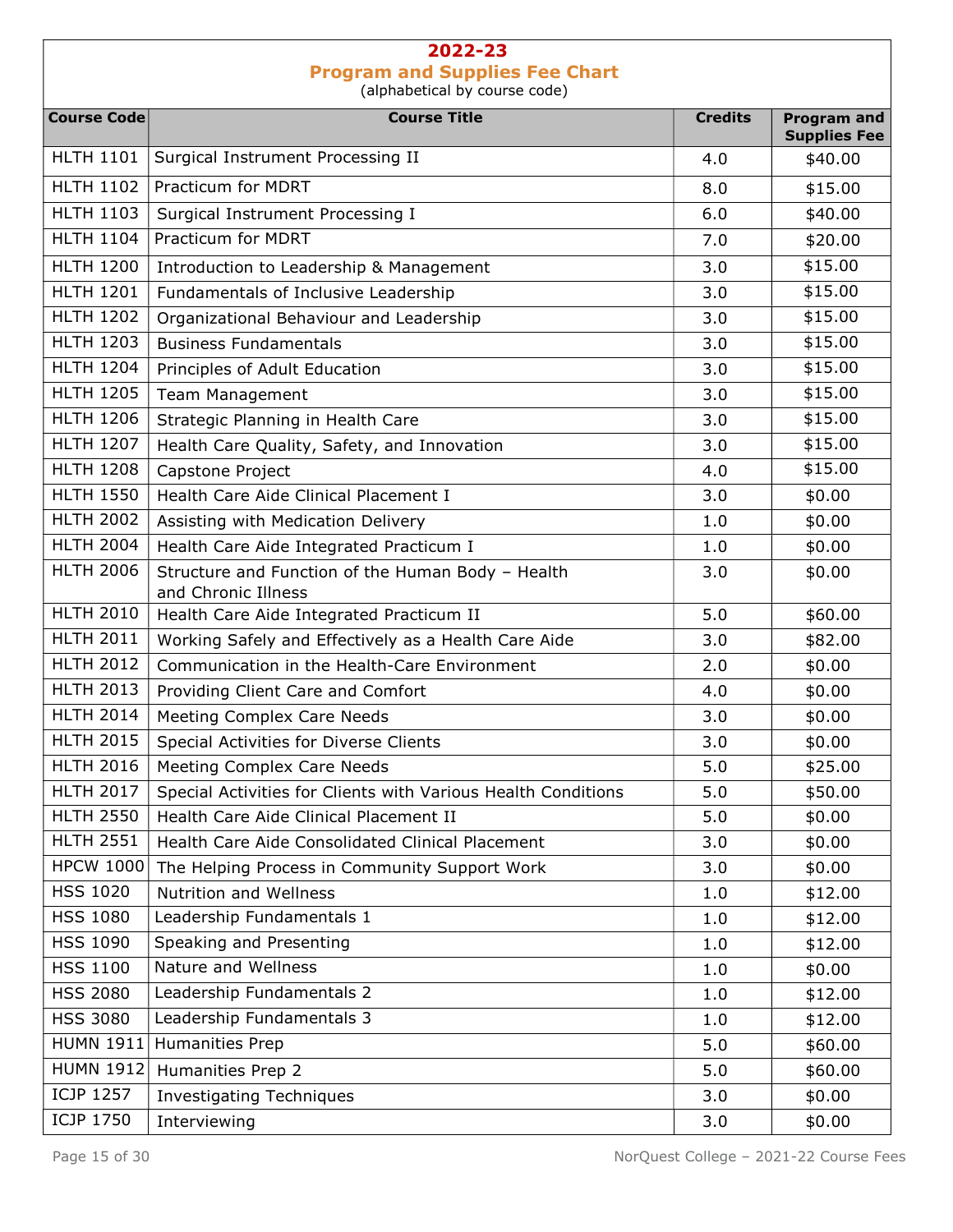## 2022-23

## Program and Supplies Fee Chart

(alphabetical by course code)

| Course Code | Course Title | Credits | Program and Supplies Fee |
|---|---|---|---|
| HLTH 1101 | Surgical Instrument Processing II | 4.0 | $40.00 |
| HLTH 1102 | Practicum for MDRT | 8.0 | $15.00 |
| HLTH 1103 | Surgical Instrument Processing I | 6.0 | $40.00 |
| HLTH 1104 | Practicum for MDRT | 7.0 | $20.00 |
| HLTH 1200 | Introduction to Leadership & Management | 3.0 | $15.00 |
| HLTH 1201 | Fundamentals of Inclusive Leadership | 3.0 | $15.00 |
| HLTH 1202 | Organizational Behaviour and Leadership | 3.0 | $15.00 |
| HLTH 1203 | Business Fundamentals | 3.0 | $15.00 |
| HLTH 1204 | Principles of Adult Education | 3.0 | $15.00 |
| HLTH 1205 | Team Management | 3.0 | $15.00 |
| HLTH 1206 | Strategic Planning in Health Care | 3.0 | $15.00 |
| HLTH 1207 | Health Care Quality, Safety, and Innovation | 3.0 | $15.00 |
| HLTH 1208 | Capstone Project | 4.0 | $15.00 |
| HLTH 1550 | Health Care Aide Clinical Placement I | 3.0 | $0.00 |
| HLTH 2002 | Assisting with Medication Delivery | 1.0 | $0.00 |
| HLTH 2004 | Health Care Aide Integrated Practicum I | 1.0 | $0.00 |
| HLTH 2006 | Structure and Function of the Human Body – Health and Chronic Illness | 3.0 | $0.00 |
| HLTH 2010 | Health Care Aide Integrated Practicum II | 5.0 | $60.00 |
| HLTH 2011 | Working Safely and Effectively as a Health Care Aide | 3.0 | $82.00 |
| HLTH 2012 | Communication in the Health-Care Environment | 2.0 | $0.00 |
| HLTH 2013 | Providing Client Care and Comfort | 4.0 | $0.00 |
| HLTH 2014 | Meeting Complex Care Needs | 3.0 | $0.00 |
| HLTH 2015 | Special Activities for Diverse Clients | 3.0 | $0.00 |
| HLTH 2016 | Meeting Complex Care Needs | 5.0 | $25.00 |
| HLTH 2017 | Special Activities for Clients with Various Health Conditions | 5.0 | $50.00 |
| HLTH 2550 | Health Care Aide Clinical Placement II | 5.0 | $0.00 |
| HLTH 2551 | Health Care Aide Consolidated Clinical Placement | 3.0 | $0.00 |
| HPCW 1000 | The Helping Process in Community Support Work | 3.0 | $0.00 |
| HSS 1020 | Nutrition and Wellness | 1.0 | $12.00 |
| HSS 1080 | Leadership Fundamentals 1 | 1.0 | $12.00 |
| HSS 1090 | Speaking and Presenting | 1.0 | $12.00 |
| HSS 1100 | Nature and Wellness | 1.0 | $0.00 |
| HSS 2080 | Leadership Fundamentals 2 | 1.0 | $12.00 |
| HSS 3080 | Leadership Fundamentals 3 | 1.0 | $12.00 |
| HUMN 1911 | Humanities Prep | 5.0 | $60.00 |
| HUMN 1912 | Humanities Prep 2 | 5.0 | $60.00 |
| ICJP 1257 | Investigating Techniques | 3.0 | $0.00 |
| ICJP 1750 | Interviewing | 3.0 | $0.00 |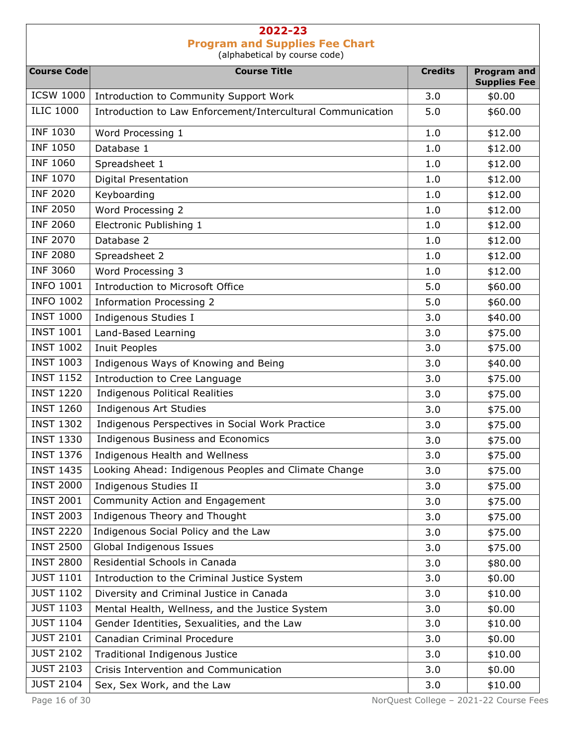# 2022-23

## Program and Supplies Fee Chart

(alphabetical by course code)

| Course Code | Course Title | Credits | Program and Supplies Fee |
|---|---|---|---|
| ICSW 1000 | Introduction to Community Support Work | 3.0 | $0.00 |
| ILIC 1000 | Introduction to Law Enforcement/Intercultural Communication | 5.0 | $60.00 |
| INF 1030 | Word Processing 1 | 1.0 | $12.00 |
| INF 1050 | Database 1 | 1.0 | $12.00 |
| INF 1060 | Spreadsheet 1 | 1.0 | $12.00 |
| INF 1070 | Digital Presentation | 1.0 | $12.00 |
| INF 2020 | Keyboarding | 1.0 | $12.00 |
| INF 2050 | Word Processing 2 | 1.0 | $12.00 |
| INF 2060 | Electronic Publishing 1 | 1.0 | $12.00 |
| INF 2070 | Database 2 | 1.0 | $12.00 |
| INF 2080 | Spreadsheet 2 | 1.0 | $12.00 |
| INF 3060 | Word Processing 3 | 1.0 | $12.00 |
| INFO 1001 | Introduction to Microsoft Office | 5.0 | $60.00 |
| INFO 1002 | Information Processing 2 | 5.0 | $60.00 |
| INST 1000 | Indigenous Studies I | 3.0 | $40.00 |
| INST 1001 | Land-Based Learning | 3.0 | $75.00 |
| INST 1002 | Inuit Peoples | 3.0 | $75.00 |
| INST 1003 | Indigenous Ways of Knowing and Being | 3.0 | $40.00 |
| INST 1152 | Introduction to Cree Language | 3.0 | $75.00 |
| INST 1220 | Indigenous Political Realities | 3.0 | $75.00 |
| INST 1260 | Indigenous Art Studies | 3.0 | $75.00 |
| INST 1302 | Indigenous Perspectives in Social Work Practice | 3.0 | $75.00 |
| INST 1330 | Indigenous Business and Economics | 3.0 | $75.00 |
| INST 1376 | Indigenous Health and Wellness | 3.0 | $75.00 |
| INST 1435 | Looking Ahead: Indigenous Peoples and Climate Change | 3.0 | $75.00 |
| INST 2000 | Indigenous Studies II | 3.0 | $75.00 |
| INST 2001 | Community Action and Engagement | 3.0 | $75.00 |
| INST 2003 | Indigenous Theory and Thought | 3.0 | $75.00 |
| INST 2220 | Indigenous Social Policy and the Law | 3.0 | $75.00 |
| INST 2500 | Global Indigenous Issues | 3.0 | $75.00 |
| INST 2800 | Residential Schools in Canada | 3.0 | $80.00 |
| JUST 1101 | Introduction to the Criminal Justice System | 3.0 | $0.00 |
| JUST 1102 | Diversity and Criminal Justice in Canada | 3.0 | $10.00 |
| JUST 1103 | Mental Health, Wellness, and the Justice System | 3.0 | $0.00 |
| JUST 1104 | Gender Identities, Sexualities, and the Law | 3.0 | $10.00 |
| JUST 2101 | Canadian Criminal Procedure | 3.0 | $0.00 |
| JUST 2102 | Traditional Indigenous Justice | 3.0 | $10.00 |
| JUST 2103 | Crisis Intervention and Communication | 3.0 | $0.00 |
| JUST 2104 | Sex, Sex Work, and the Law | 3.0 | $10.00 |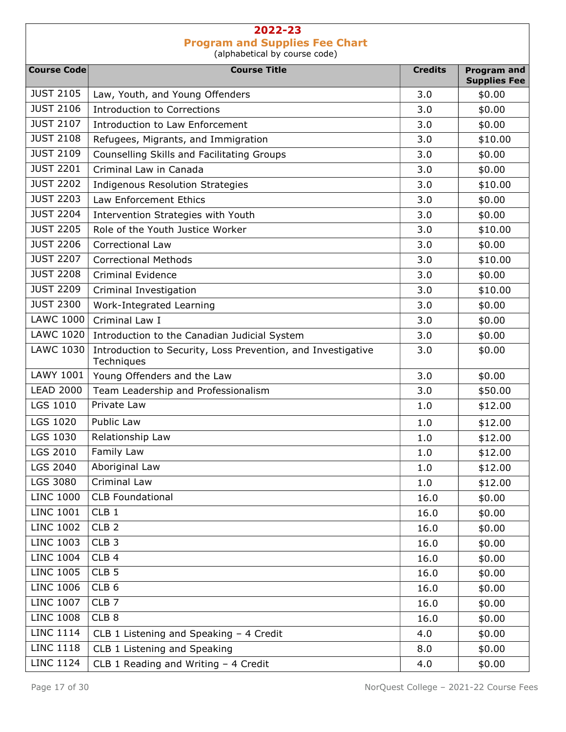## 2022-23

## Program and Supplies Fee Chart

(alphabetical by course code)

| Course Code | Course Title | Credits | Program and Supplies Fee |
|---|---|---|---|
| JUST 2105 | Law, Youth, and Young Offenders | 3.0 | $0.00 |
| JUST 2106 | Introduction to Corrections | 3.0 | $0.00 |
| JUST 2107 | Introduction to Law Enforcement | 3.0 | $0.00 |
| JUST 2108 | Refugees, Migrants, and Immigration | 3.0 | $10.00 |
| JUST 2109 | Counselling Skills and Facilitating Groups | 3.0 | $0.00 |
| JUST 2201 | Criminal Law in Canada | 3.0 | $0.00 |
| JUST 2202 | Indigenous Resolution Strategies | 3.0 | $10.00 |
| JUST 2203 | Law Enforcement Ethics | 3.0 | $0.00 |
| JUST 2204 | Intervention Strategies with Youth | 3.0 | $0.00 |
| JUST 2205 | Role of the Youth Justice Worker | 3.0 | $10.00 |
| JUST 2206 | Correctional Law | 3.0 | $0.00 |
| JUST 2207 | Correctional Methods | 3.0 | $10.00 |
| JUST 2208 | Criminal Evidence | 3.0 | $0.00 |
| JUST 2209 | Criminal Investigation | 3.0 | $10.00 |
| JUST 2300 | Work-Integrated Learning | 3.0 | $0.00 |
| LAWC 1000 | Criminal Law I | 3.0 | $0.00 |
| LAWC 1020 | Introduction to the Canadian Judicial System | 3.0 | $0.00 |
| LAWC 1030 | Introduction to Security, Loss Prevention, and Investigative Techniques | 3.0 | $0.00 |
| LAWY 1001 | Young Offenders and the Law | 3.0 | $0.00 |
| LEAD 2000 | Team Leadership and Professionalism | 3.0 | $50.00 |
| LGS 1010 | Private Law | 1.0 | $12.00 |
| LGS 1020 | Public Law | 1.0 | $12.00 |
| LGS 1030 | Relationship Law | 1.0 | $12.00 |
| LGS 2010 | Family Law | 1.0 | $12.00 |
| LGS 2040 | Aboriginal Law | 1.0 | $12.00 |
| LGS 3080 | Criminal Law | 1.0 | $12.00 |
| LINC 1000 | CLB Foundational | 16.0 | $0.00 |
| LINC 1001 | CLB 1 | 16.0 | $0.00 |
| LINC 1002 | CLB 2 | 16.0 | $0.00 |
| LINC 1003 | CLB 3 | 16.0 | $0.00 |
| LINC 1004 | CLB 4 | 16.0 | $0.00 |
| LINC 1005 | CLB 5 | 16.0 | $0.00 |
| LINC 1006 | CLB 6 | 16.0 | $0.00 |
| LINC 1007 | CLB 7 | 16.0 | $0.00 |
| LINC 1008 | CLB 8 | 16.0 | $0.00 |
| LINC 1114 | CLB 1 Listening and Speaking – 4 Credit | 4.0 | $0.00 |
| LINC 1118 | CLB 1 Listening and Speaking | 8.0 | $0.00 |
| LINC 1124 | CLB 1 Reading and Writing – 4 Credit | 4.0 | $0.00 |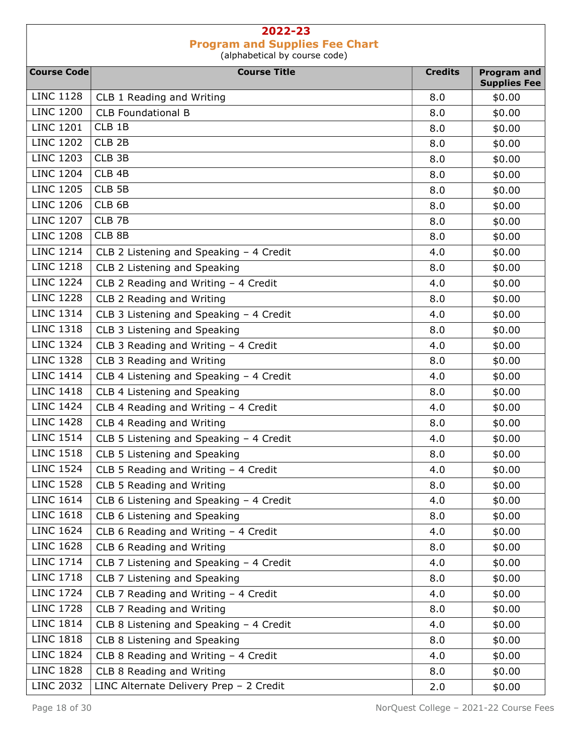# 2022-23

## Program and Supplies Fee Chart

(alphabetical by course code)

| Course Code | Course Title | Credits | Program and Supplies Fee |
|---|---|---|---|
| LINC 1128 | CLB 1 Reading and Writing | 8.0 | $0.00 |
| LINC 1200 | CLB Foundational B | 8.0 | $0.00 |
| LINC 1201 | CLB 1B | 8.0 | $0.00 |
| LINC 1202 | CLB 2B | 8.0 | $0.00 |
| LINC 1203 | CLB 3B | 8.0 | $0.00 |
| LINC 1204 | CLB 4B | 8.0 | $0.00 |
| LINC 1205 | CLB 5B | 8.0 | $0.00 |
| LINC 1206 | CLB 6B | 8.0 | $0.00 |
| LINC 1207 | CLB 7B | 8.0 | $0.00 |
| LINC 1208 | CLB 8B | 8.0 | $0.00 |
| LINC 1214 | CLB 2 Listening and Speaking – 4 Credit | 4.0 | $0.00 |
| LINC 1218 | CLB 2 Listening and Speaking | 8.0 | $0.00 |
| LINC 1224 | CLB 2 Reading and Writing – 4 Credit | 4.0 | $0.00 |
| LINC 1228 | CLB 2 Reading and Writing | 8.0 | $0.00 |
| LINC 1314 | CLB 3 Listening and Speaking – 4 Credit | 4.0 | $0.00 |
| LINC 1318 | CLB 3 Listening and Speaking | 8.0 | $0.00 |
| LINC 1324 | CLB 3 Reading and Writing – 4 Credit | 4.0 | $0.00 |
| LINC 1328 | CLB 3 Reading and Writing | 8.0 | $0.00 |
| LINC 1414 | CLB 4 Listening and Speaking – 4 Credit | 4.0 | $0.00 |
| LINC 1418 | CLB 4 Listening and Speaking | 8.0 | $0.00 |
| LINC 1424 | CLB 4 Reading and Writing – 4 Credit | 4.0 | $0.00 |
| LINC 1428 | CLB 4 Reading and Writing | 8.0 | $0.00 |
| LINC 1514 | CLB 5 Listening and Speaking – 4 Credit | 4.0 | $0.00 |
| LINC 1518 | CLB 5 Listening and Speaking | 8.0 | $0.00 |
| LINC 1524 | CLB 5 Reading and Writing – 4 Credit | 4.0 | $0.00 |
| LINC 1528 | CLB 5 Reading and Writing | 8.0 | $0.00 |
| LINC 1614 | CLB 6 Listening and Speaking – 4 Credit | 4.0 | $0.00 |
| LINC 1618 | CLB 6 Listening and Speaking | 8.0 | $0.00 |
| LINC 1624 | CLB 6 Reading and Writing – 4 Credit | 4.0 | $0.00 |
| LINC 1628 | CLB 6 Reading and Writing | 8.0 | $0.00 |
| LINC 1714 | CLB 7 Listening and Speaking – 4 Credit | 4.0 | $0.00 |
| LINC 1718 | CLB 7 Listening and Speaking | 8.0 | $0.00 |
| LINC 1724 | CLB 7 Reading and Writing – 4 Credit | 4.0 | $0.00 |
| LINC 1728 | CLB 7 Reading and Writing | 8.0 | $0.00 |
| LINC 1814 | CLB 8 Listening and Speaking – 4 Credit | 4.0 | $0.00 |
| LINC 1818 | CLB 8 Listening and Speaking | 8.0 | $0.00 |
| LINC 1824 | CLB 8 Reading and Writing – 4 Credit | 4.0 | $0.00 |
| LINC 1828 | CLB 8 Reading and Writing | 8.0 | $0.00 |
| LINC 2032 | LINC Alternate Delivery Prep – 2 Credit | 2.0 | $0.00 |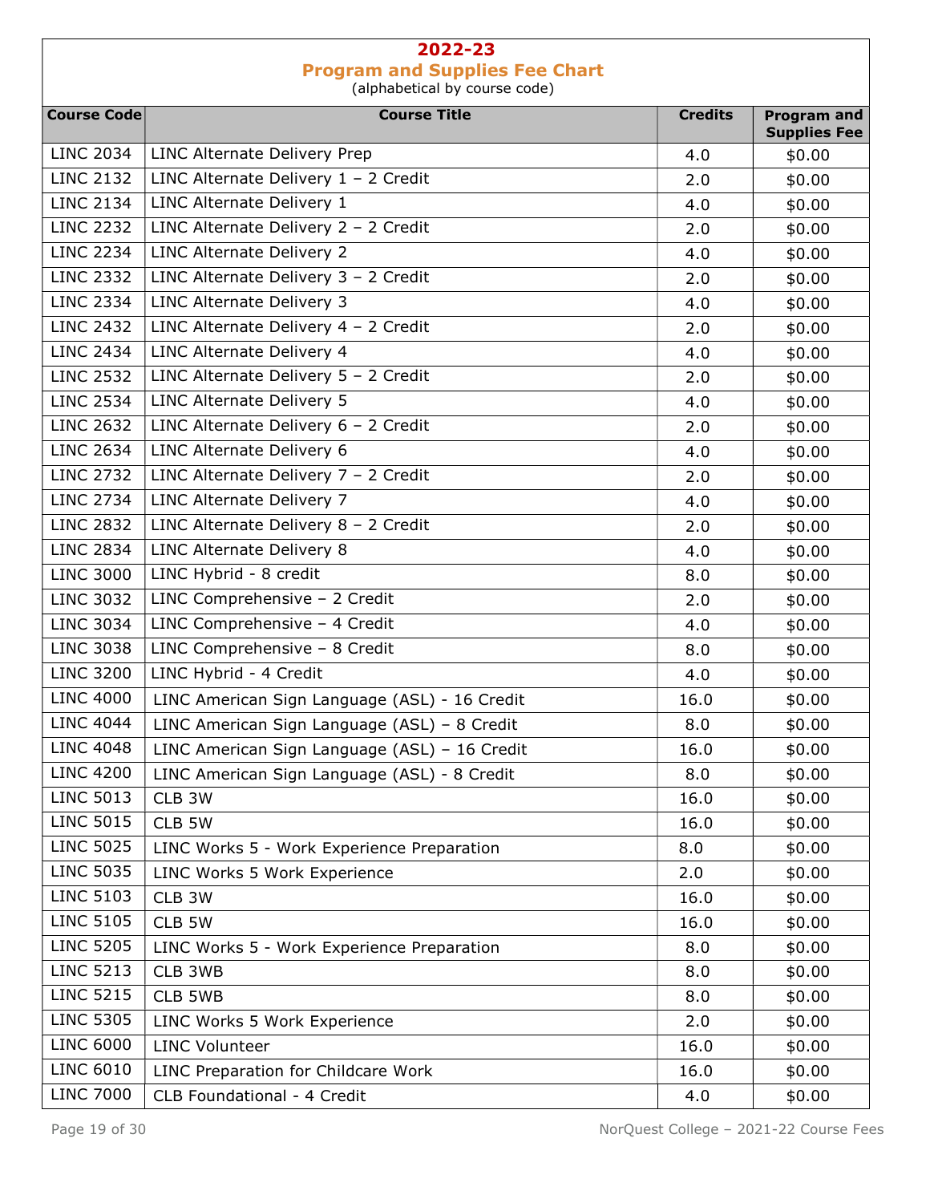## 2022-23
## Program and Supplies Fee Chart
(alphabetical by course code)

| Course Code | Course Title | Credits | Program and Supplies Fee |
|---|---|---|---|
| LINC 2034 | LINC Alternate Delivery Prep | 4.0 | $0.00 |
| LINC 2132 | LINC Alternate Delivery 1 – 2 Credit | 2.0 | $0.00 |
| LINC 2134 | LINC Alternate Delivery 1 | 4.0 | $0.00 |
| LINC 2232 | LINC Alternate Delivery 2 – 2 Credit | 2.0 | $0.00 |
| LINC 2234 | LINC Alternate Delivery 2 | 4.0 | $0.00 |
| LINC 2332 | LINC Alternate Delivery 3 – 2 Credit | 2.0 | $0.00 |
| LINC 2334 | LINC Alternate Delivery 3 | 4.0 | $0.00 |
| LINC 2432 | LINC Alternate Delivery 4 – 2 Credit | 2.0 | $0.00 |
| LINC 2434 | LINC Alternate Delivery 4 | 4.0 | $0.00 |
| LINC 2532 | LINC Alternate Delivery 5 – 2 Credit | 2.0 | $0.00 |
| LINC 2534 | LINC Alternate Delivery 5 | 4.0 | $0.00 |
| LINC 2632 | LINC Alternate Delivery 6 – 2 Credit | 2.0 | $0.00 |
| LINC 2634 | LINC Alternate Delivery 6 | 4.0 | $0.00 |
| LINC 2732 | LINC Alternate Delivery 7 – 2 Credit | 2.0 | $0.00 |
| LINC 2734 | LINC Alternate Delivery 7 | 4.0 | $0.00 |
| LINC 2832 | LINC Alternate Delivery 8 – 2 Credit | 2.0 | $0.00 |
| LINC 2834 | LINC Alternate Delivery 8 | 4.0 | $0.00 |
| LINC 3000 | LINC Hybrid - 8 credit | 8.0 | $0.00 |
| LINC 3032 | LINC Comprehensive – 2 Credit | 2.0 | $0.00 |
| LINC 3034 | LINC Comprehensive – 4 Credit | 4.0 | $0.00 |
| LINC 3038 | LINC Comprehensive – 8 Credit | 8.0 | $0.00 |
| LINC 3200 | LINC Hybrid - 4 Credit | 4.0 | $0.00 |
| LINC 4000 | LINC American Sign Language (ASL) - 16 Credit | 16.0 | $0.00 |
| LINC 4044 | LINC American Sign Language (ASL) – 8 Credit | 8.0 | $0.00 |
| LINC 4048 | LINC American Sign Language (ASL) – 16 Credit | 16.0 | $0.00 |
| LINC 4200 | LINC American Sign Language (ASL) - 8 Credit | 8.0 | $0.00 |
| LINC 5013 | CLB 3W | 16.0 | $0.00 |
| LINC 5015 | CLB 5W | 16.0 | $0.00 |
| LINC 5025 | LINC Works 5 - Work Experience Preparation | 8.0 | $0.00 |
| LINC 5035 | LINC Works 5 Work Experience | 2.0 | $0.00 |
| LINC 5103 | CLB 3W | 16.0 | $0.00 |
| LINC 5105 | CLB 5W | 16.0 | $0.00 |
| LINC 5205 | LINC Works 5 - Work Experience Preparation | 8.0 | $0.00 |
| LINC 5213 | CLB 3WB | 8.0 | $0.00 |
| LINC 5215 | CLB 5WB | 8.0 | $0.00 |
| LINC 5305 | LINC Works 5 Work Experience | 2.0 | $0.00 |
| LINC 6000 | LINC Volunteer | 16.0 | $0.00 |
| LINC 6010 | LINC Preparation for Childcare Work | 16.0 | $0.00 |
| LINC 7000 | CLB Foundational - 4 Credit | 4.0 | $0.00 |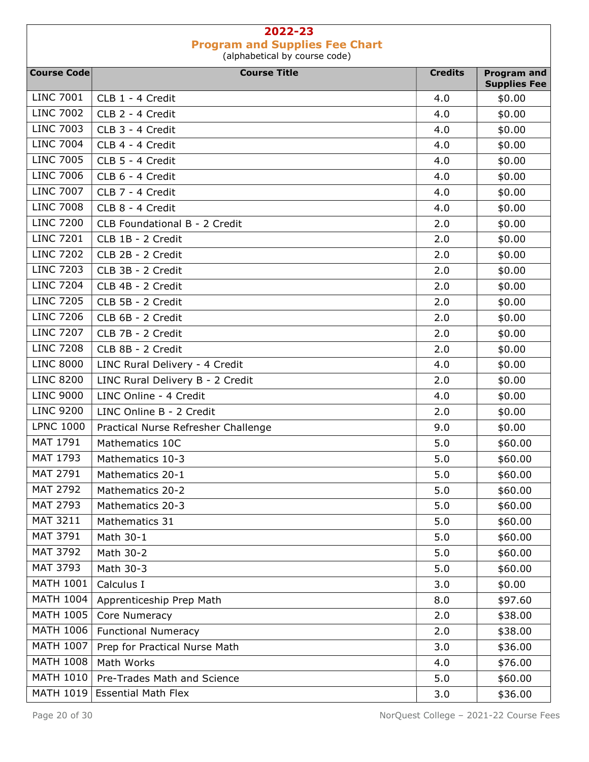# 2022-23

## Program and Supplies Fee Chart

(alphabetical by course code)

| Course Code | Course Title | Credits | Program and Supplies Fee |
|---|---|---|---|
| LINC 7001 | CLB 1 - 4 Credit | 4.0 | $0.00 |
| LINC 7002 | CLB 2 - 4 Credit | 4.0 | $0.00 |
| LINC 7003 | CLB 3 - 4 Credit | 4.0 | $0.00 |
| LINC 7004 | CLB 4 - 4 Credit | 4.0 | $0.00 |
| LINC 7005 | CLB 5 - 4 Credit | 4.0 | $0.00 |
| LINC 7006 | CLB 6 - 4 Credit | 4.0 | $0.00 |
| LINC 7007 | CLB 7 - 4 Credit | 4.0 | $0.00 |
| LINC 7008 | CLB 8 - 4 Credit | 4.0 | $0.00 |
| LINC 7200 | CLB Foundational B - 2 Credit | 2.0 | $0.00 |
| LINC 7201 | CLB 1B - 2 Credit | 2.0 | $0.00 |
| LINC 7202 | CLB 2B - 2 Credit | 2.0 | $0.00 |
| LINC 7203 | CLB 3B - 2 Credit | 2.0 | $0.00 |
| LINC 7204 | CLB 4B - 2 Credit | 2.0 | $0.00 |
| LINC 7205 | CLB 5B - 2 Credit | 2.0 | $0.00 |
| LINC 7206 | CLB 6B - 2 Credit | 2.0 | $0.00 |
| LINC 7207 | CLB 7B - 2 Credit | 2.0 | $0.00 |
| LINC 7208 | CLB 8B - 2 Credit | 2.0 | $0.00 |
| LINC 8000 | LINC Rural Delivery - 4 Credit | 4.0 | $0.00 |
| LINC 8200 | LINC Rural Delivery B - 2 Credit | 2.0 | $0.00 |
| LINC 9000 | LINC Online - 4 Credit | 4.0 | $0.00 |
| LINC 9200 | LINC Online B - 2 Credit | 2.0 | $0.00 |
| LPNC 1000 | Practical Nurse Refresher Challenge | 9.0 | $0.00 |
| MAT 1791 | Mathematics 10C | 5.0 | $60.00 |
| MAT 1793 | Mathematics 10-3 | 5.0 | $60.00 |
| MAT 2791 | Mathematics 20-1 | 5.0 | $60.00 |
| MAT 2792 | Mathematics 20-2 | 5.0 | $60.00 |
| MAT 2793 | Mathematics 20-3 | 5.0 | $60.00 |
| MAT 3211 | Mathematics 31 | 5.0 | $60.00 |
| MAT 3791 | Math 30-1 | 5.0 | $60.00 |
| MAT 3792 | Math 30-2 | 5.0 | $60.00 |
| MAT 3793 | Math 30-3 | 5.0 | $60.00 |
| MATH 1001 | Calculus I | 3.0 | $0.00 |
| MATH 1004 | Apprenticeship Prep Math | 8.0 | $97.60 |
| MATH 1005 | Core Numeracy | 2.0 | $38.00 |
| MATH 1006 | Functional Numeracy | 2.0 | $38.00 |
| MATH 1007 | Prep for Practical Nurse Math | 3.0 | $36.00 |
| MATH 1008 | Math Works | 4.0 | $76.00 |
| MATH 1010 | Pre-Trades Math and Science | 5.0 | $60.00 |
| MATH 1019 | Essential Math Flex | 3.0 | $36.00 |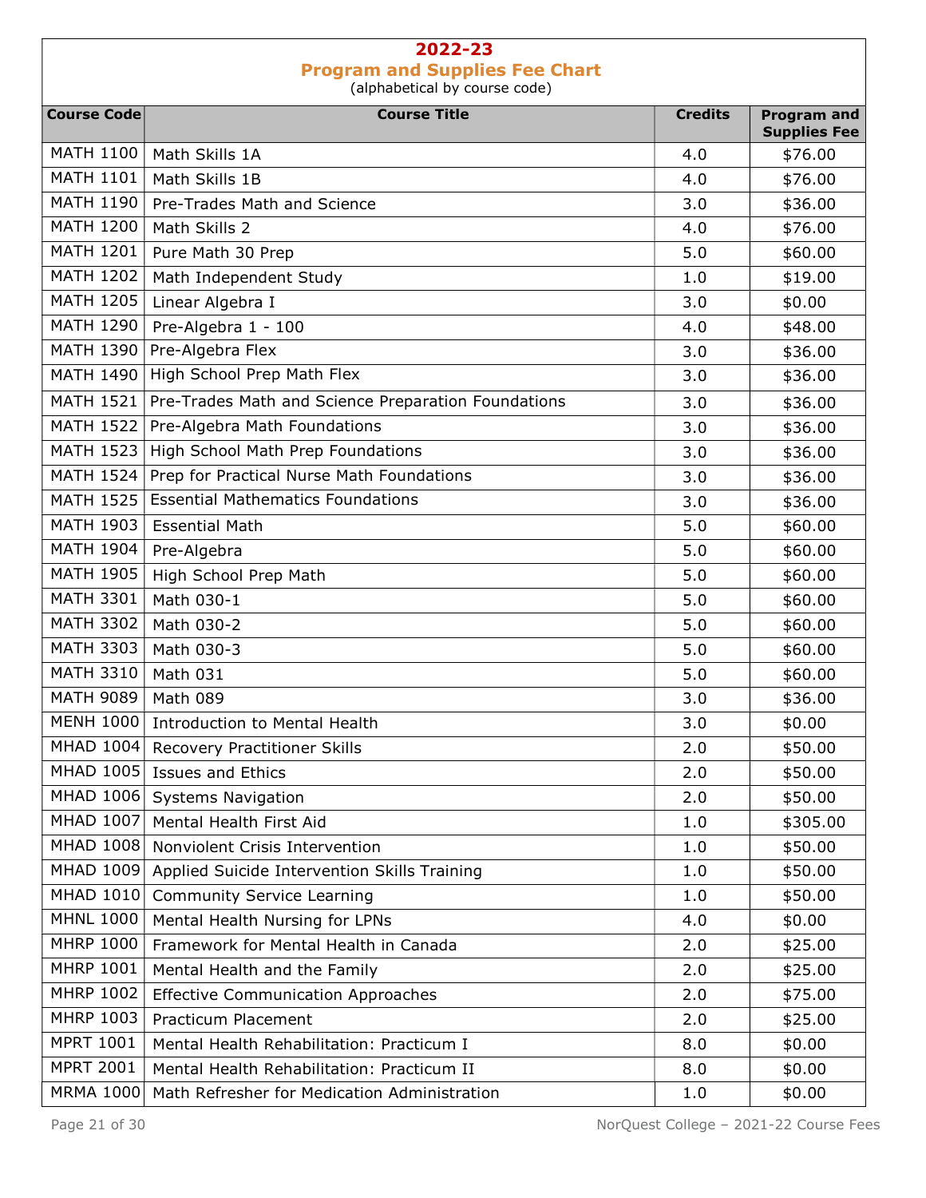## 2022-23

## Program and Supplies Fee Chart

(alphabetical by course code)

| Course Code | Course Title | Credits | Program and Supplies Fee |
|---|---|---|---|
| MATH 1100 | Math Skills 1A | 4.0 | $76.00 |
| MATH 1101 | Math Skills 1B | 4.0 | $76.00 |
| MATH 1190 | Pre-Trades Math and Science | 3.0 | $36.00 |
| MATH 1200 | Math Skills 2 | 4.0 | $76.00 |
| MATH 1201 | Pure Math 30 Prep | 5.0 | $60.00 |
| MATH 1202 | Math Independent Study | 1.0 | $19.00 |
| MATH 1205 | Linear Algebra I | 3.0 | $0.00 |
| MATH 1290 | Pre-Algebra 1 - 100 | 4.0 | $48.00 |
| MATH 1390 | Pre-Algebra Flex | 3.0 | $36.00 |
| MATH 1490 | High School Prep Math Flex | 3.0 | $36.00 |
| MATH 1521 | Pre-Trades Math and Science Preparation Foundations | 3.0 | $36.00 |
| MATH 1522 | Pre-Algebra Math Foundations | 3.0 | $36.00 |
| MATH 1523 | High School Math Prep Foundations | 3.0 | $36.00 |
| MATH 1524 | Prep for Practical Nurse Math Foundations | 3.0 | $36.00 |
| MATH 1525 | Essential Mathematics Foundations | 3.0 | $36.00 |
| MATH 1903 | Essential Math | 5.0 | $60.00 |
| MATH 1904 | Pre-Algebra | 5.0 | $60.00 |
| MATH 1905 | High School Prep Math | 5.0 | $60.00 |
| MATH 3301 | Math 030-1 | 5.0 | $60.00 |
| MATH 3302 | Math 030-2 | 5.0 | $60.00 |
| MATH 3303 | Math 030-3 | 5.0 | $60.00 |
| MATH 3310 | Math 031 | 5.0 | $60.00 |
| MATH 9089 | Math 089 | 3.0 | $36.00 |
| MENH 1000 | Introduction to Mental Health | 3.0 | $0.00 |
| MHAD 1004 | Recovery Practitioner Skills | 2.0 | $50.00 |
| MHAD 1005 | Issues and Ethics | 2.0 | $50.00 |
| MHAD 1006 | Systems Navigation | 2.0 | $50.00 |
| MHAD 1007 | Mental Health First Aid | 1.0 | $305.00 |
| MHAD 1008 | Nonviolent Crisis Intervention | 1.0 | $50.00 |
| MHAD 1009 | Applied Suicide Intervention Skills Training | 1.0 | $50.00 |
| MHAD 1010 | Community Service Learning | 1.0 | $50.00 |
| MHNL 1000 | Mental Health Nursing for LPNs | 4.0 | $0.00 |
| MHRP 1000 | Framework for Mental Health in Canada | 2.0 | $25.00 |
| MHRP 1001 | Mental Health and the Family | 2.0 | $25.00 |
| MHRP 1002 | Effective Communication Approaches | 2.0 | $75.00 |
| MHRP 1003 | Practicum Placement | 2.0 | $25.00 |
| MPRT 1001 | Mental Health Rehabilitation: Practicum I | 8.0 | $0.00 |
| MPRT 2001 | Mental Health Rehabilitation: Practicum II | 8.0 | $0.00 |
| MRMA 1000 | Math Refresher for Medication Administration | 1.0 | $0.00 |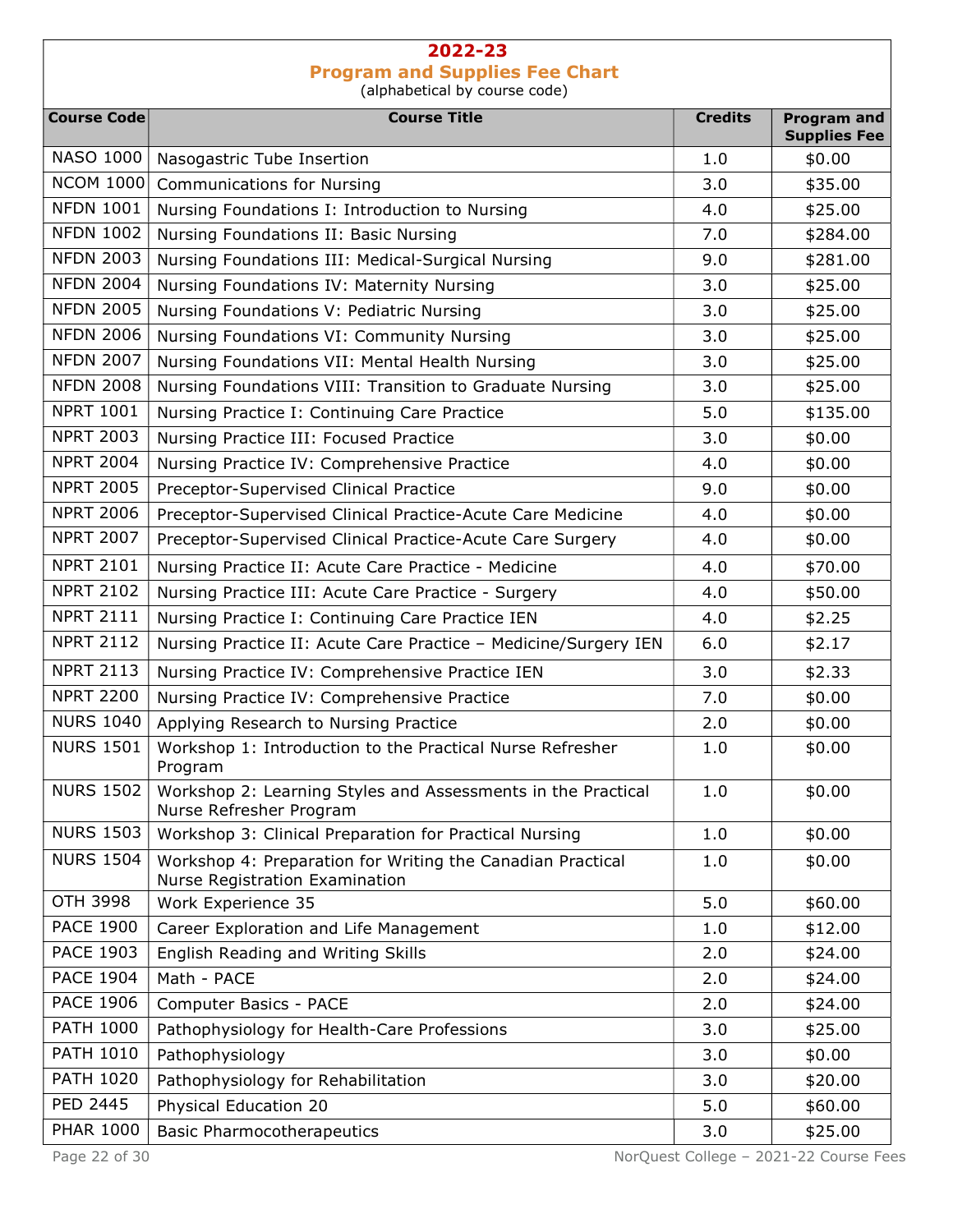# 2022-23

## Program and Supplies Fee Chart

(alphabetical by course code)

| Course Code | Course Title | Credits | Program and Supplies Fee |
|---|---|---|---|
| NASO 1000 | Nasogastric Tube Insertion | 1.0 | $0.00 |
| NCOM 1000 | Communications for Nursing | 3.0 | $35.00 |
| NFDN 1001 | Nursing Foundations I: Introduction to Nursing | 4.0 | $25.00 |
| NFDN 1002 | Nursing Foundations II: Basic Nursing | 7.0 | $284.00 |
| NFDN 2003 | Nursing Foundations III: Medical-Surgical Nursing | 9.0 | $281.00 |
| NFDN 2004 | Nursing Foundations IV: Maternity Nursing | 3.0 | $25.00 |
| NFDN 2005 | Nursing Foundations V: Pediatric Nursing | 3.0 | $25.00 |
| NFDN 2006 | Nursing Foundations VI: Community Nursing | 3.0 | $25.00 |
| NFDN 2007 | Nursing Foundations VII: Mental Health Nursing | 3.0 | $25.00 |
| NFDN 2008 | Nursing Foundations VIII: Transition to Graduate Nursing | 3.0 | $25.00 |
| NPRT 1001 | Nursing Practice I: Continuing Care Practice | 5.0 | $135.00 |
| NPRT 2003 | Nursing Practice III: Focused Practice | 3.0 | $0.00 |
| NPRT 2004 | Nursing Practice IV: Comprehensive Practice | 4.0 | $0.00 |
| NPRT 2005 | Preceptor-Supervised Clinical Practice | 9.0 | $0.00 |
| NPRT 2006 | Preceptor-Supervised Clinical Practice-Acute Care Medicine | 4.0 | $0.00 |
| NPRT 2007 | Preceptor-Supervised Clinical Practice-Acute Care Surgery | 4.0 | $0.00 |
| NPRT 2101 | Nursing Practice II: Acute Care Practice - Medicine | 4.0 | $70.00 |
| NPRT 2102 | Nursing Practice III: Acute Care Practice - Surgery | 4.0 | $50.00 |
| NPRT 2111 | Nursing Practice I: Continuing Care Practice IEN | 4.0 | $2.25 |
| NPRT 2112 | Nursing Practice II: Acute Care Practice – Medicine/Surgery IEN | 6.0 | $2.17 |
| NPRT 2113 | Nursing Practice IV: Comprehensive Practice IEN | 3.0 | $2.33 |
| NPRT 2200 | Nursing Practice IV: Comprehensive Practice | 7.0 | $0.00 |
| NURS 1040 | Applying Research to Nursing Practice | 2.0 | $0.00 |
| NURS 1501 | Workshop 1: Introduction to the Practical Nurse Refresher Program | 1.0 | $0.00 |
| NURS 1502 | Workshop 2: Learning Styles and Assessments in the Practical Nurse Refresher Program | 1.0 | $0.00 |
| NURS 1503 | Workshop 3: Clinical Preparation for Practical Nursing | 1.0 | $0.00 |
| NURS 1504 | Workshop 4: Preparation for Writing the Canadian Practical Nurse Registration Examination | 1.0 | $0.00 |
| OTH 3998 | Work Experience 35 | 5.0 | $60.00 |
| PACE 1900 | Career Exploration and Life Management | 1.0 | $12.00 |
| PACE 1903 | English Reading and Writing Skills | 2.0 | $24.00 |
| PACE 1904 | Math - PACE | 2.0 | $24.00 |
| PACE 1906 | Computer Basics - PACE | 2.0 | $24.00 |
| PATH 1000 | Pathophysiology for Health-Care Professions | 3.0 | $25.00 |
| PATH 1010 | Pathophysiology | 3.0 | $0.00 |
| PATH 1020 | Pathophysiology for Rehabilitation | 3.0 | $20.00 |
| PED 2445 | Physical Education 20 | 5.0 | $60.00 |
| PHAR 1000 | Basic Pharmocotherapeutics | 3.0 | $25.00 |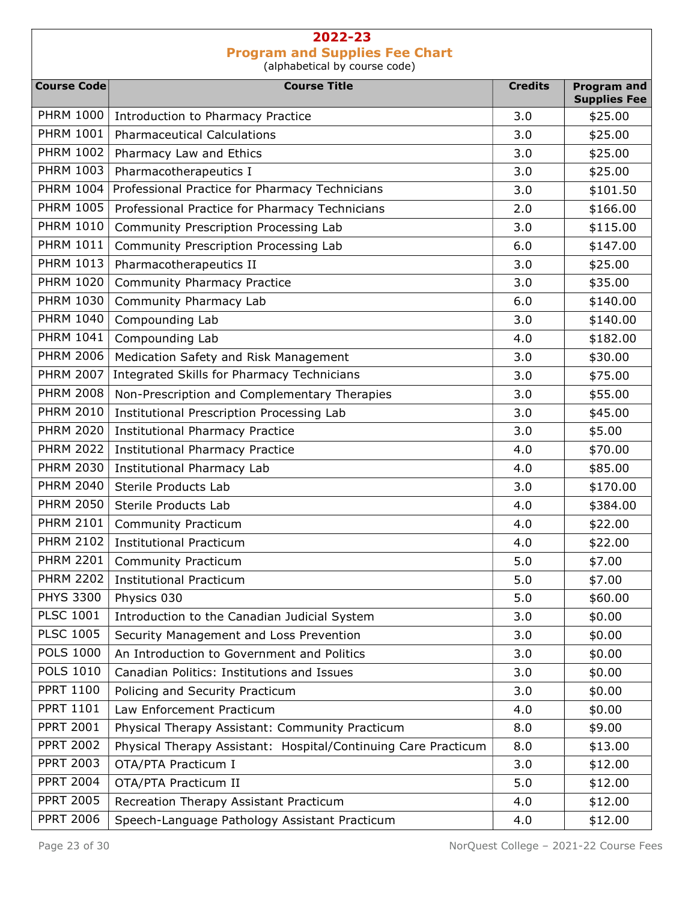# 2022-23
## Program and Supplies Fee Chart
(alphabetical by course code)

| Course Code | Course Title | Credits | Program and Supplies Fee |
|---|---|---|---|
| PHRM 1000 | Introduction to Pharmacy Practice | 3.0 | $25.00 |
| PHRM 1001 | Pharmaceutical Calculations | 3.0 | $25.00 |
| PHRM 1002 | Pharmacy Law and Ethics | 3.0 | $25.00 |
| PHRM 1003 | Pharmacotherapeutics I | 3.0 | $25.00 |
| PHRM 1004 | Professional Practice for Pharmacy Technicians | 3.0 | $101.50 |
| PHRM 1005 | Professional Practice for Pharmacy Technicians | 2.0 | $166.00 |
| PHRM 1010 | Community Prescription Processing Lab | 3.0 | $115.00 |
| PHRM 1011 | Community Prescription Processing Lab | 6.0 | $147.00 |
| PHRM 1013 | Pharmacotherapeutics II | 3.0 | $25.00 |
| PHRM 1020 | Community Pharmacy Practice | 3.0 | $35.00 |
| PHRM 1030 | Community Pharmacy Lab | 6.0 | $140.00 |
| PHRM 1040 | Compounding Lab | 3.0 | $140.00 |
| PHRM 1041 | Compounding Lab | 4.0 | $182.00 |
| PHRM 2006 | Medication Safety and Risk Management | 3.0 | $30.00 |
| PHRM 2007 | Integrated Skills for Pharmacy Technicians | 3.0 | $75.00 |
| PHRM 2008 | Non-Prescription and Complementary Therapies | 3.0 | $55.00 |
| PHRM 2010 | Institutional Prescription Processing Lab | 3.0 | $45.00 |
| PHRM 2020 | Institutional Pharmacy Practice | 3.0 | $5.00 |
| PHRM 2022 | Institutional Pharmacy Practice | 4.0 | $70.00 |
| PHRM 2030 | Institutional Pharmacy Lab | 4.0 | $85.00 |
| PHRM 2040 | Sterile Products Lab | 3.0 | $170.00 |
| PHRM 2050 | Sterile Products Lab | 4.0 | $384.00 |
| PHRM 2101 | Community Practicum | 4.0 | $22.00 |
| PHRM 2102 | Institutional Practicum | 4.0 | $22.00 |
| PHRM 2201 | Community Practicum | 5.0 | $7.00 |
| PHRM 2202 | Institutional Practicum | 5.0 | $7.00 |
| PHYS 3300 | Physics 030 | 5.0 | $60.00 |
| PLSC 1001 | Introduction to the Canadian Judicial System | 3.0 | $0.00 |
| PLSC 1005 | Security Management and Loss Prevention | 3.0 | $0.00 |
| POLS 1000 | An Introduction to Government and Politics | 3.0 | $0.00 |
| POLS 1010 | Canadian Politics: Institutions and Issues | 3.0 | $0.00 |
| PPRT 1100 | Policing and Security Practicum | 3.0 | $0.00 |
| PPRT 1101 | Law Enforcement Practicum | 4.0 | $0.00 |
| PPRT 2001 | Physical Therapy Assistant: Community Practicum | 8.0 | $9.00 |
| PPRT 2002 | Physical Therapy Assistant: Hospital/Continuing Care Practicum | 8.0 | $13.00 |
| PPRT 2003 | OTA/PTA Practicum I | 3.0 | $12.00 |
| PPRT 2004 | OTA/PTA Practicum II | 5.0 | $12.00 |
| PPRT 2005 | Recreation Therapy Assistant Practicum | 4.0 | $12.00 |
| PPRT 2006 | Speech-Language Pathology Assistant Practicum | 4.0 | $12.00 |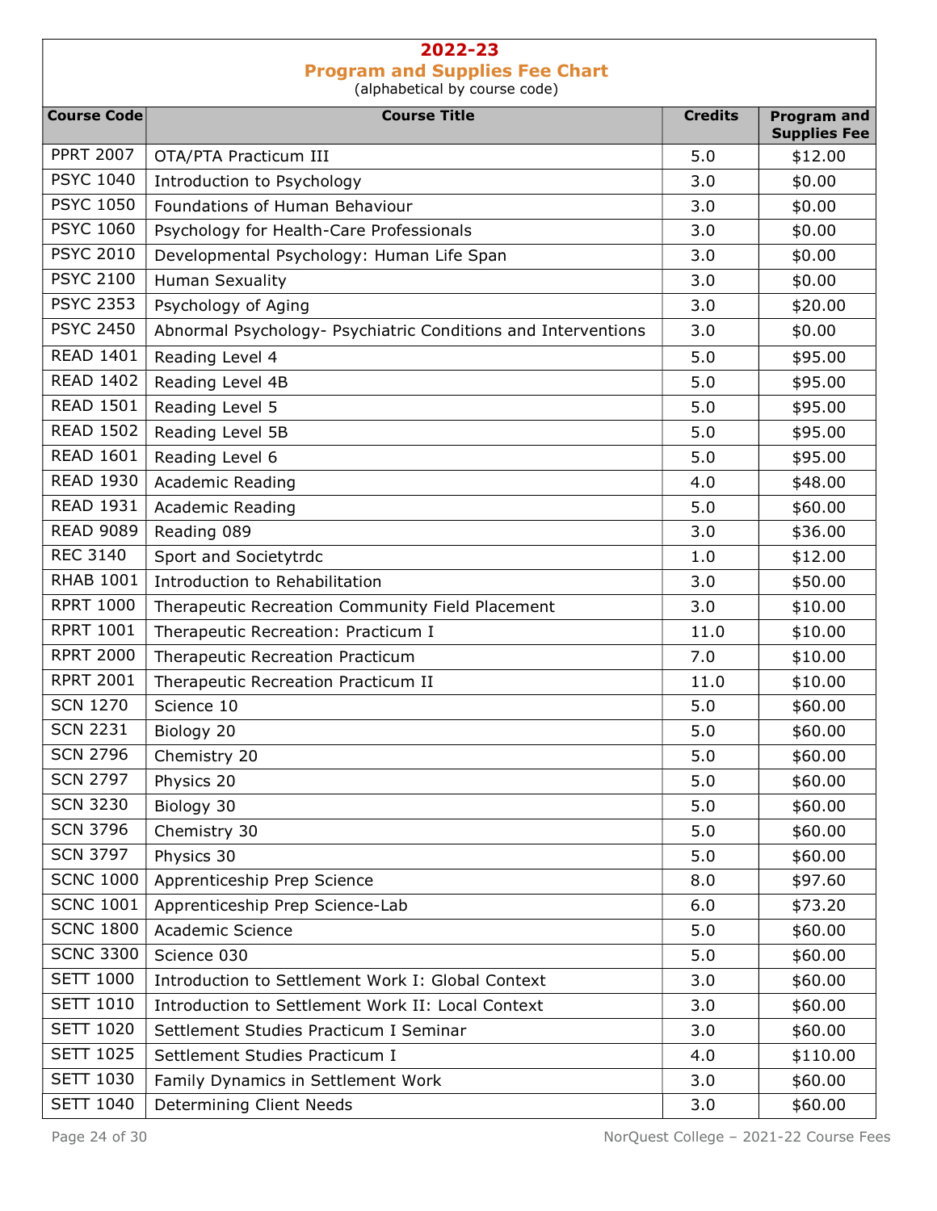## 2022-23

### Program and Supplies Fee Chart

(alphabetical by course code)

| Course Code | Course Title | Credits | Program and Supplies Fee |
|---|---|---|---|
| PPRT 2007 | OTA/PTA Practicum III | 5.0 | $12.00 |
| PSYC 1040 | Introduction to Psychology | 3.0 | $0.00 |
| PSYC 1050 | Foundations of Human Behaviour | 3.0 | $0.00 |
| PSYC 1060 | Psychology for Health-Care Professionals | 3.0 | $0.00 |
| PSYC 2010 | Developmental Psychology: Human Life Span | 3.0 | $0.00 |
| PSYC 2100 | Human Sexuality | 3.0 | $0.00 |
| PSYC 2353 | Psychology of Aging | 3.0 | $20.00 |
| PSYC 2450 | Abnormal Psychology- Psychiatric Conditions and Interventions | 3.0 | $0.00 |
| READ 1401 | Reading Level 4 | 5.0 | $95.00 |
| READ 1402 | Reading Level 4B | 5.0 | $95.00 |
| READ 1501 | Reading Level 5 | 5.0 | $95.00 |
| READ 1502 | Reading Level 5B | 5.0 | $95.00 |
| READ 1601 | Reading Level 6 | 5.0 | $95.00 |
| READ 1930 | Academic Reading | 4.0 | $48.00 |
| READ 1931 | Academic Reading | 5.0 | $60.00 |
| READ 9089 | Reading 089 | 3.0 | $36.00 |
| REC 3140 | Sport and Societytrdc | 1.0 | $12.00 |
| RHAB 1001 | Introduction to Rehabilitation | 3.0 | $50.00 |
| RPRT 1000 | Therapeutic Recreation Community Field Placement | 3.0 | $10.00 |
| RPRT 1001 | Therapeutic Recreation: Practicum I | 11.0 | $10.00 |
| RPRT 2000 | Therapeutic Recreation Practicum | 7.0 | $10.00 |
| RPRT 2001 | Therapeutic Recreation Practicum II | 11.0 | $10.00 |
| SCN 1270 | Science 10 | 5.0 | $60.00 |
| SCN 2231 | Biology 20 | 5.0 | $60.00 |
| SCN 2796 | Chemistry 20 | 5.0 | $60.00 |
| SCN 2797 | Physics 20 | 5.0 | $60.00 |
| SCN 3230 | Biology 30 | 5.0 | $60.00 |
| SCN 3796 | Chemistry 30 | 5.0 | $60.00 |
| SCN 3797 | Physics 30 | 5.0 | $60.00 |
| SCNC 1000 | Apprenticeship Prep Science | 8.0 | $97.60 |
| SCNC 1001 | Apprenticeship Prep Science-Lab | 6.0 | $73.20 |
| SCNC 1800 | Academic Science | 5.0 | $60.00 |
| SCNC 3300 | Science 030 | 5.0 | $60.00 |
| SETT 1000 | Introduction to Settlement Work I: Global Context | 3.0 | $60.00 |
| SETT 1010 | Introduction to Settlement Work II: Local Context | 3.0 | $60.00 |
| SETT 1020 | Settlement Studies Practicum I Seminar | 3.0 | $60.00 |
| SETT 1025 | Settlement Studies Practicum I | 4.0 | $110.00 |
| SETT 1030 | Family Dynamics in Settlement Work | 3.0 | $60.00 |
| SETT 1040 | Determining Client Needs | 3.0 | $60.00 |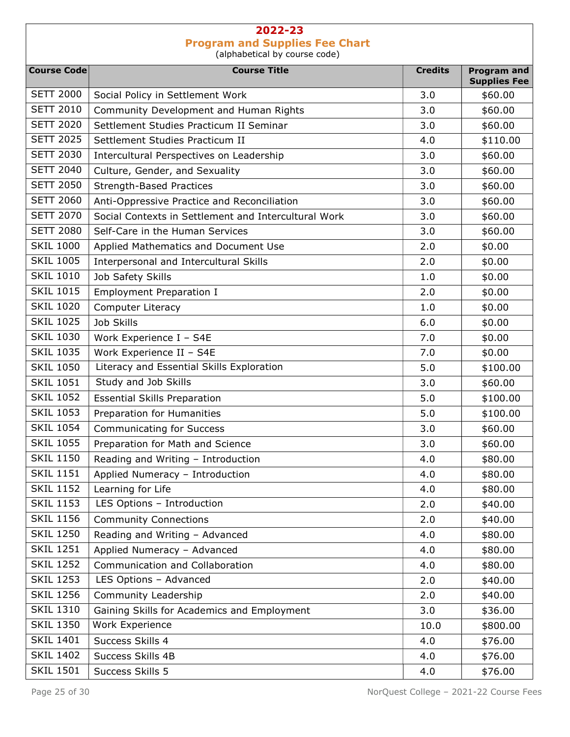## 2022-23

## Program and Supplies Fee Chart

(alphabetical by course code)

| Course Code | Course Title | Credits | Program and Supplies Fee |
|---|---|---|---|
| SETT 2000 | Social Policy in Settlement Work | 3.0 | $60.00 |
| SETT 2010 | Community Development and Human Rights | 3.0 | $60.00 |
| SETT 2020 | Settlement Studies Practicum II Seminar | 3.0 | $60.00 |
| SETT 2025 | Settlement Studies Practicum II | 4.0 | $110.00 |
| SETT 2030 | Intercultural Perspectives on Leadership | 3.0 | $60.00 |
| SETT 2040 | Culture, Gender, and Sexuality | 3.0 | $60.00 |
| SETT 2050 | Strength-Based Practices | 3.0 | $60.00 |
| SETT 2060 | Anti-Oppressive Practice and Reconciliation | 3.0 | $60.00 |
| SETT 2070 | Social Contexts in Settlement and Intercultural Work | 3.0 | $60.00 |
| SETT 2080 | Self-Care in the Human Services | 3.0 | $60.00 |
| SKIL 1000 | Applied Mathematics and Document Use | 2.0 | $0.00 |
| SKIL 1005 | Interpersonal and Intercultural Skills | 2.0 | $0.00 |
| SKIL 1010 | Job Safety Skills | 1.0 | $0.00 |
| SKIL 1015 | Employment Preparation I | 2.0 | $0.00 |
| SKIL 1020 | Computer Literacy | 1.0 | $0.00 |
| SKIL 1025 | Job Skills | 6.0 | $0.00 |
| SKIL 1030 | Work Experience I – S4E | 7.0 | $0.00 |
| SKIL 1035 | Work Experience II – S4E | 7.0 | $0.00 |
| SKIL 1050 | Literacy and Essential Skills Exploration | 5.0 | $100.00 |
| SKIL 1051 | Study and Job Skills | 3.0 | $60.00 |
| SKIL 1052 | Essential Skills Preparation | 5.0 | $100.00 |
| SKIL 1053 | Preparation for Humanities | 5.0 | $100.00 |
| SKIL 1054 | Communicating for Success | 3.0 | $60.00 |
| SKIL 1055 | Preparation for Math and Science | 3.0 | $60.00 |
| SKIL 1150 | Reading and Writing – Introduction | 4.0 | $80.00 |
| SKIL 1151 | Applied Numeracy – Introduction | 4.0 | $80.00 |
| SKIL 1152 | Learning for Life | 4.0 | $80.00 |
| SKIL 1153 | LES Options – Introduction | 2.0 | $40.00 |
| SKIL 1156 | Community Connections | 2.0 | $40.00 |
| SKIL 1250 | Reading and Writing – Advanced | 4.0 | $80.00 |
| SKIL 1251 | Applied Numeracy – Advanced | 4.0 | $80.00 |
| SKIL 1252 | Communication and Collaboration | 4.0 | $80.00 |
| SKIL 1253 | LES Options – Advanced | 2.0 | $40.00 |
| SKIL 1256 | Community Leadership | 2.0 | $40.00 |
| SKIL 1310 | Gaining Skills for Academics and Employment | 3.0 | $36.00 |
| SKIL 1350 | Work Experience | 10.0 | $800.00 |
| SKIL 1401 | Success Skills 4 | 4.0 | $76.00 |
| SKIL 1402 | Success Skills 4B | 4.0 | $76.00 |
| SKIL 1501 | Success Skills 5 | 4.0 | $76.00 |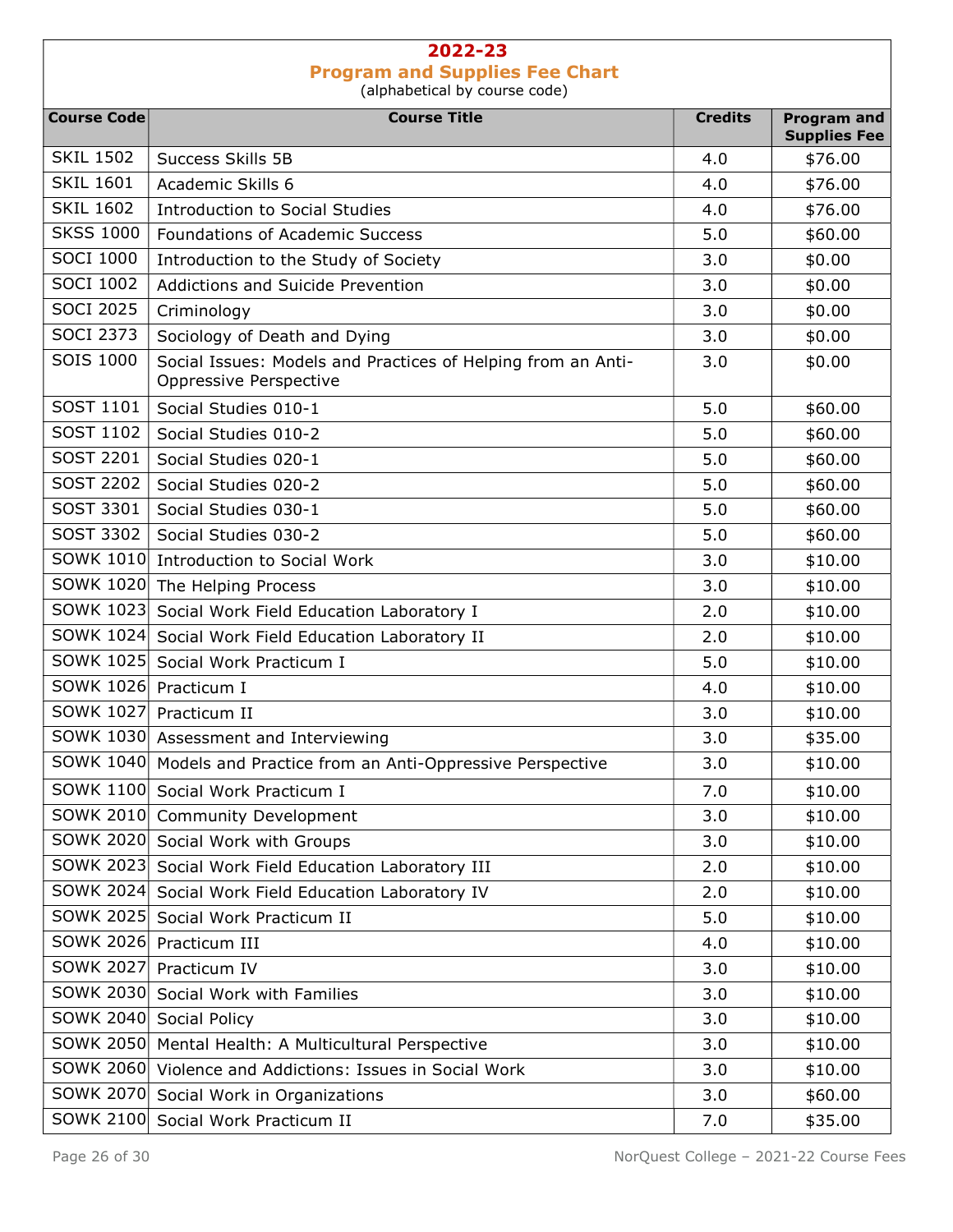## 2022-23
## Program and Supplies Fee Chart
(alphabetical by course code)

| Course Code | Course Title | Credits | Program and Supplies Fee |
|---|---|---|---|
| SKIL 1502 | Success Skills 5B | 4.0 | $76.00 |
| SKIL 1601 | Academic Skills 6 | 4.0 | $76.00 |
| SKIL 1602 | Introduction to Social Studies | 4.0 | $76.00 |
| SKSS 1000 | Foundations of Academic Success | 5.0 | $60.00 |
| SOCI 1000 | Introduction to the Study of Society | 3.0 | $0.00 |
| SOCI 1002 | Addictions and Suicide Prevention | 3.0 | $0.00 |
| SOCI 2025 | Criminology | 3.0 | $0.00 |
| SOCI 2373 | Sociology of Death and Dying | 3.0 | $0.00 |
| SOIS 1000 | Social Issues: Models and Practices of Helping from an Anti-Oppressive Perspective | 3.0 | $0.00 |
| SOST 1101 | Social Studies 010-1 | 5.0 | $60.00 |
| SOST 1102 | Social Studies 010-2 | 5.0 | $60.00 |
| SOST 2201 | Social Studies 020-1 | 5.0 | $60.00 |
| SOST 2202 | Social Studies 020-2 | 5.0 | $60.00 |
| SOST 3301 | Social Studies 030-1 | 5.0 | $60.00 |
| SOST 3302 | Social Studies 030-2 | 5.0 | $60.00 |
| SOWK 1010 | Introduction to Social Work | 3.0 | $10.00 |
| SOWK 1020 | The Helping Process | 3.0 | $10.00 |
| SOWK 1023 | Social Work Field Education Laboratory I | 2.0 | $10.00 |
| SOWK 1024 | Social Work Field Education Laboratory II | 2.0 | $10.00 |
| SOWK 1025 | Social Work Practicum I | 5.0 | $10.00 |
| SOWK 1026 | Practicum I | 4.0 | $10.00 |
| SOWK 1027 | Practicum II | 3.0 | $10.00 |
| SOWK 1030 | Assessment and Interviewing | 3.0 | $35.00 |
| SOWK 1040 | Models and Practice from an Anti-Oppressive Perspective | 3.0 | $10.00 |
| SOWK 1100 | Social Work Practicum I | 7.0 | $10.00 |
| SOWK 2010 | Community Development | 3.0 | $10.00 |
| SOWK 2020 | Social Work with Groups | 3.0 | $10.00 |
| SOWK 2023 | Social Work Field Education Laboratory III | 2.0 | $10.00 |
| SOWK 2024 | Social Work Field Education Laboratory IV | 2.0 | $10.00 |
| SOWK 2025 | Social Work Practicum II | 5.0 | $10.00 |
| SOWK 2026 | Practicum III | 4.0 | $10.00 |
| SOWK 2027 | Practicum IV | 3.0 | $10.00 |
| SOWK 2030 | Social Work with Families | 3.0 | $10.00 |
| SOWK 2040 | Social Policy | 3.0 | $10.00 |
| SOWK 2050 | Mental Health: A Multicultural Perspective | 3.0 | $10.00 |
| SOWK 2060 | Violence and Addictions: Issues in Social Work | 3.0 | $10.00 |
| SOWK 2070 | Social Work in Organizations | 3.0 | $60.00 |
| SOWK 2100 | Social Work Practicum II | 7.0 | $35.00 |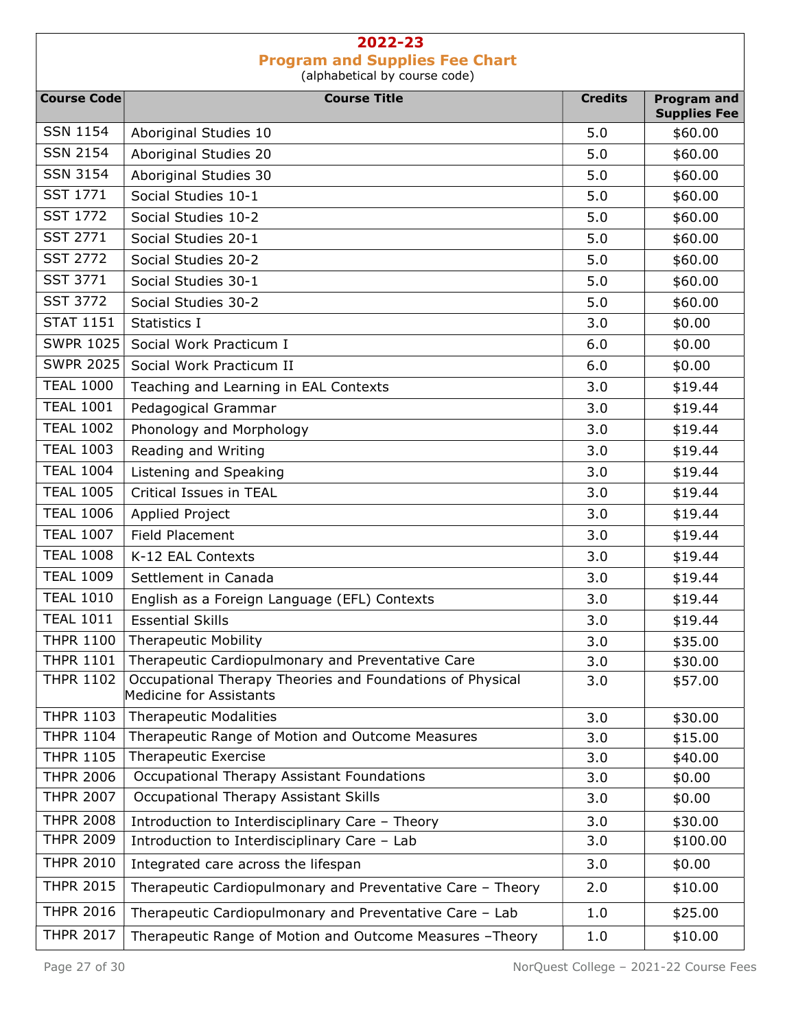## 2022-23

### Program and Supplies Fee Chart

(alphabetical by course code)

| Course Code | Course Title | Credits | Program and Supplies Fee |
|---|---|---|---|
| SSN 1154 | Aboriginal Studies 10 | 5.0 | $60.00 |
| SSN 2154 | Aboriginal Studies 20 | 5.0 | $60.00 |
| SSN 3154 | Aboriginal Studies 30 | 5.0 | $60.00 |
| SST 1771 | Social Studies 10-1 | 5.0 | $60.00 |
| SST 1772 | Social Studies 10-2 | 5.0 | $60.00 |
| SST 2771 | Social Studies 20-1 | 5.0 | $60.00 |
| SST 2772 | Social Studies 20-2 | 5.0 | $60.00 |
| SST 3771 | Social Studies 30-1 | 5.0 | $60.00 |
| SST 3772 | Social Studies 30-2 | 5.0 | $60.00 |
| STAT 1151 | Statistics I | 3.0 | $0.00 |
| SWPR 1025 | Social Work Practicum I | 6.0 | $0.00 |
| SWPR 2025 | Social Work Practicum II | 6.0 | $0.00 |
| TEAL 1000 | Teaching and Learning in EAL Contexts | 3.0 | $19.44 |
| TEAL 1001 | Pedagogical Grammar | 3.0 | $19.44 |
| TEAL 1002 | Phonology and Morphology | 3.0 | $19.44 |
| TEAL 1003 | Reading and Writing | 3.0 | $19.44 |
| TEAL 1004 | Listening and Speaking | 3.0 | $19.44 |
| TEAL 1005 | Critical Issues in TEAL | 3.0 | $19.44 |
| TEAL 1006 | Applied Project | 3.0 | $19.44 |
| TEAL 1007 | Field Placement | 3.0 | $19.44 |
| TEAL 1008 | K-12 EAL Contexts | 3.0 | $19.44 |
| TEAL 1009 | Settlement in Canada | 3.0 | $19.44 |
| TEAL 1010 | English as a Foreign Language (EFL) Contexts | 3.0 | $19.44 |
| TEAL 1011 | Essential Skills | 3.0 | $19.44 |
| THPR 1100 | Therapeutic Mobility | 3.0 | $35.00 |
| THPR 1101 | Therapeutic Cardiopulmonary and Preventative Care | 3.0 | $30.00 |
| THPR 1102 | Occupational Therapy Theories and Foundations of Physical Medicine for Assistants | 3.0 | $57.00 |
| THPR 1103 | Therapeutic Modalities | 3.0 | $30.00 |
| THPR 1104 | Therapeutic Range of Motion and Outcome Measures | 3.0 | $15.00 |
| THPR 1105 | Therapeutic Exercise | 3.0 | $40.00 |
| THPR 2006 | Occupational Therapy Assistant Foundations | 3.0 | $0.00 |
| THPR 2007 | Occupational Therapy Assistant Skills | 3.0 | $0.00 |
| THPR 2008 | Introduction to Interdisciplinary Care – Theory | 3.0 | $30.00 |
| THPR 2009 | Introduction to Interdisciplinary Care – Lab | 3.0 | $100.00 |
| THPR 2010 | Integrated care across the lifespan | 3.0 | $0.00 |
| THPR 2015 | Therapeutic Cardiopulmonary and Preventative Care – Theory | 2.0 | $10.00 |
| THPR 2016 | Therapeutic Cardiopulmonary and Preventative Care – Lab | 1.0 | $25.00 |
| THPR 2017 | Therapeutic Range of Motion and Outcome Measures –Theory | 1.0 | $10.00 |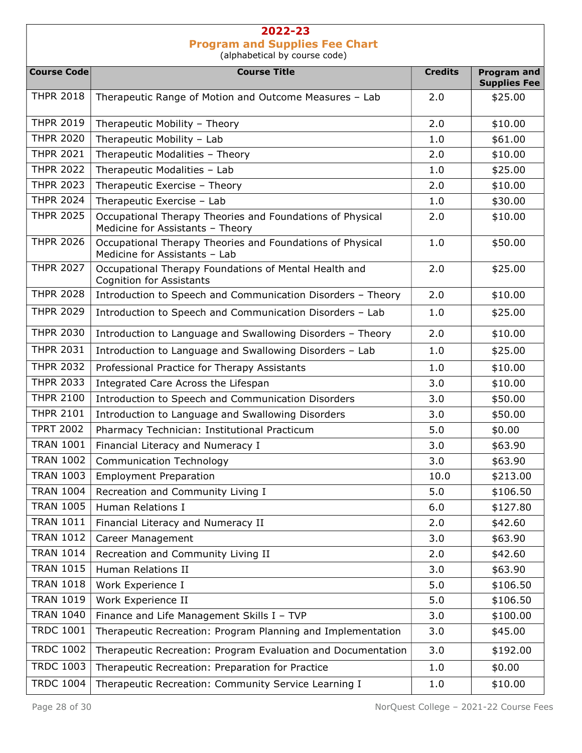# 2022-23

## Program and Supplies Fee Chart

(alphabetical by course code)

| Course Code | Course Title | Credits | Program and Supplies Fee |
|---|---|---|---|
| THPR 2018 | Therapeutic Range of Motion and Outcome Measures – Lab | 2.0 | $25.00 |
| THPR 2019 | Therapeutic Mobility – Theory | 2.0 | $10.00 |
| THPR 2020 | Therapeutic Mobility – Lab | 1.0 | $61.00 |
| THPR 2021 | Therapeutic Modalities – Theory | 2.0 | $10.00 |
| THPR 2022 | Therapeutic Modalities – Lab | 1.0 | $25.00 |
| THPR 2023 | Therapeutic Exercise – Theory | 2.0 | $10.00 |
| THPR 2024 | Therapeutic Exercise – Lab | 1.0 | $30.00 |
| THPR 2025 | Occupational Therapy Theories and Foundations of Physical Medicine for Assistants – Theory | 2.0 | $10.00 |
| THPR 2026 | Occupational Therapy Theories and Foundations of Physical Medicine for Assistants – Lab | 1.0 | $50.00 |
| THPR 2027 | Occupational Therapy Foundations of Mental Health and Cognition for Assistants | 2.0 | $25.00 |
| THPR 2028 | Introduction to Speech and Communication Disorders – Theory | 2.0 | $10.00 |
| THPR 2029 | Introduction to Speech and Communication Disorders – Lab | 1.0 | $25.00 |
| THPR 2030 | Introduction to Language and Swallowing Disorders – Theory | 2.0 | $10.00 |
| THPR 2031 | Introduction to Language and Swallowing Disorders – Lab | 1.0 | $25.00 |
| THPR 2032 | Professional Practice for Therapy Assistants | 1.0 | $10.00 |
| THPR 2033 | Integrated Care Across the Lifespan | 3.0 | $10.00 |
| THPR 2100 | Introduction to Speech and Communication Disorders | 3.0 | $50.00 |
| THPR 2101 | Introduction to Language and Swallowing Disorders | 3.0 | $50.00 |
| TPRT 2002 | Pharmacy Technician: Institutional Practicum | 5.0 | $0.00 |
| TRAN 1001 | Financial Literacy and Numeracy I | 3.0 | $63.90 |
| TRAN 1002 | Communication Technology | 3.0 | $63.90 |
| TRAN 1003 | Employment Preparation | 10.0 | $213.00 |
| TRAN 1004 | Recreation and Community Living I | 5.0 | $106.50 |
| TRAN 1005 | Human Relations I | 6.0 | $127.80 |
| TRAN 1011 | Financial Literacy and Numeracy II | 2.0 | $42.60 |
| TRAN 1012 | Career Management | 3.0 | $63.90 |
| TRAN 1014 | Recreation and Community Living II | 2.0 | $42.60 |
| TRAN 1015 | Human Relations II | 3.0 | $63.90 |
| TRAN 1018 | Work Experience I | 5.0 | $106.50 |
| TRAN 1019 | Work Experience II | 5.0 | $106.50 |
| TRAN 1040 | Finance and Life Management Skills I – TVP | 3.0 | $100.00 |
| TRDC 1001 | Therapeutic Recreation: Program Planning and Implementation | 3.0 | $45.00 |
| TRDC 1002 | Therapeutic Recreation: Program Evaluation and Documentation | 3.0 | $192.00 |
| TRDC 1003 | Therapeutic Recreation: Preparation for Practice | 1.0 | $0.00 |
| TRDC 1004 | Therapeutic Recreation: Community Service Learning I | 1.0 | $10.00 |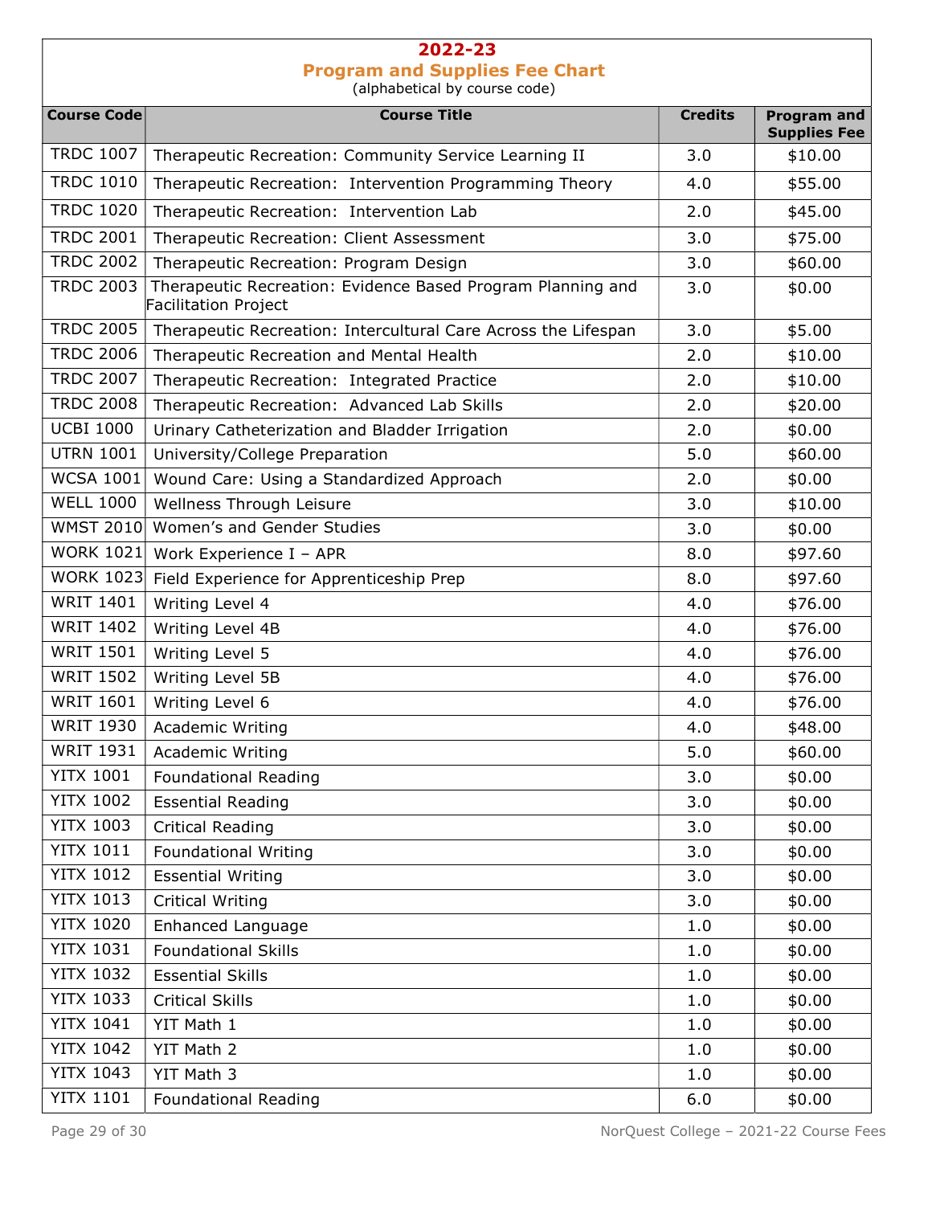## 2022-23

## Program and Supplies Fee Chart

(alphabetical by course code)

| Course Code | Course Title | Credits | Program and Supplies Fee |
|---|---|---|---|
| TRDC 1007 | Therapeutic Recreation: Community Service Learning II | 3.0 | $10.00 |
| TRDC 1010 | Therapeutic Recreation: Intervention Programming Theory | 4.0 | $55.00 |
| TRDC 1020 | Therapeutic Recreation: Intervention Lab | 2.0 | $45.00 |
| TRDC 2001 | Therapeutic Recreation: Client Assessment | 3.0 | $75.00 |
| TRDC 2002 | Therapeutic Recreation: Program Design | 3.0 | $60.00 |
| TRDC 2003 | Therapeutic Recreation: Evidence Based Program Planning and Facilitation Project | 3.0 | $0.00 |
| TRDC 2005 | Therapeutic Recreation: Intercultural Care Across the Lifespan | 3.0 | $5.00 |
| TRDC 2006 | Therapeutic Recreation and Mental Health | 2.0 | $10.00 |
| TRDC 2007 | Therapeutic Recreation: Integrated Practice | 2.0 | $10.00 |
| TRDC 2008 | Therapeutic Recreation: Advanced Lab Skills | 2.0 | $20.00 |
| UCBI 1000 | Urinary Catheterization and Bladder Irrigation | 2.0 | $0.00 |
| UTRN 1001 | University/College Preparation | 5.0 | $60.00 |
| WCSA 1001 | Wound Care: Using a Standardized Approach | 2.0 | $0.00 |
| WELL 1000 | Wellness Through Leisure | 3.0 | $10.00 |
| WMST 2010 | Women's and Gender Studies | 3.0 | $0.00 |
| WORK 1021 | Work Experience I – APR | 8.0 | $97.60 |
| WORK 1023 | Field Experience for Apprenticeship Prep | 8.0 | $97.60 |
| WRIT 1401 | Writing Level 4 | 4.0 | $76.00 |
| WRIT 1402 | Writing Level 4B | 4.0 | $76.00 |
| WRIT 1501 | Writing Level 5 | 4.0 | $76.00 |
| WRIT 1502 | Writing Level 5B | 4.0 | $76.00 |
| WRIT 1601 | Writing Level 6 | 4.0 | $76.00 |
| WRIT 1930 | Academic Writing | 4.0 | $48.00 |
| WRIT 1931 | Academic Writing | 5.0 | $60.00 |
| YITX 1001 | Foundational Reading | 3.0 | $0.00 |
| YITX 1002 | Essential Reading | 3.0 | $0.00 |
| YITX 1003 | Critical Reading | 3.0 | $0.00 |
| YITX 1011 | Foundational Writing | 3.0 | $0.00 |
| YITX 1012 | Essential Writing | 3.0 | $0.00 |
| YITX 1013 | Critical Writing | 3.0 | $0.00 |
| YITX 1020 | Enhanced Language | 1.0 | $0.00 |
| YITX 1031 | Foundational Skills | 1.0 | $0.00 |
| YITX 1032 | Essential Skills | 1.0 | $0.00 |
| YITX 1033 | Critical Skills | 1.0 | $0.00 |
| YITX 1041 | YIT Math 1 | 1.0 | $0.00 |
| YITX 1042 | YIT Math 2 | 1.0 | $0.00 |
| YITX 1043 | YIT Math 3 | 1.0 | $0.00 |
| YITX 1101 | Foundational Reading | 6.0 | $0.00 |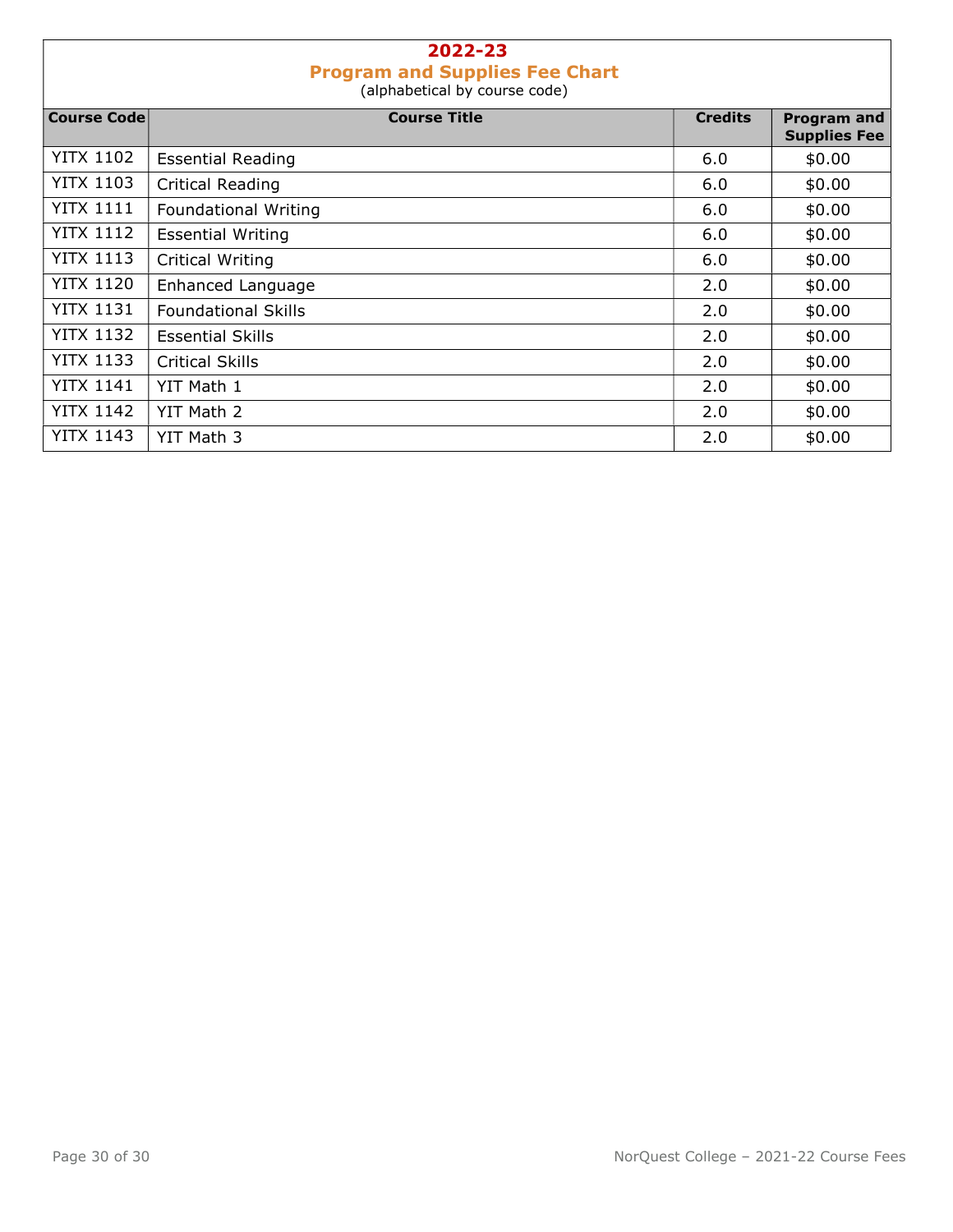## 2022-23
## Program and Supplies Fee Chart
(alphabetical by course code)

| Course Code | Course Title | Credits | Program and Supplies Fee |
|---|---|---|---|
| YITX 1102 | Essential Reading | 6.0 | $0.00 |
| YITX 1103 | Critical Reading | 6.0 | $0.00 |
| YITX 1111 | Foundational Writing | 6.0 | $0.00 |
| YITX 1112 | Essential Writing | 6.0 | $0.00 |
| YITX 1113 | Critical Writing | 6.0 | $0.00 |
| YITX 1120 | Enhanced Language | 2.0 | $0.00 |
| YITX 1131 | Foundational Skills | 2.0 | $0.00 |
| YITX 1132 | Essential Skills | 2.0 | $0.00 |
| YITX 1133 | Critical Skills | 2.0 | $0.00 |
| YITX 1141 | YIT Math 1 | 2.0 | $0.00 |
| YITX 1142 | YIT Math 2 | 2.0 | $0.00 |
| YITX 1143 | YIT Math 3 | 2.0 | $0.00 |